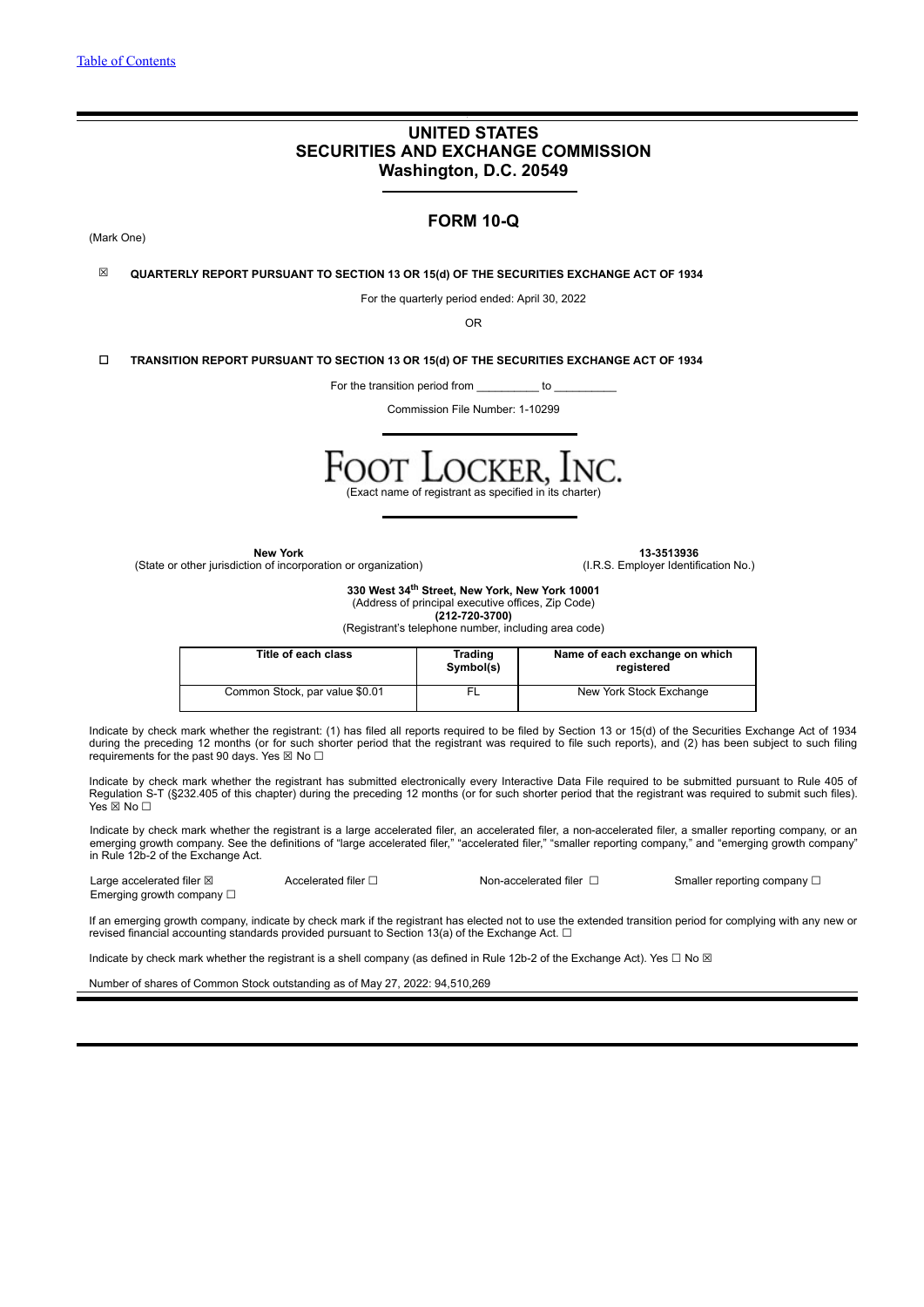[Table of Contents](#)

# UNITED STATES
# SECURITIES AND EXCHANGE COMMISSION
# Washington, D.C. 20549

## FORM 10-Q

(Mark One)

☒ **QUARTERLY REPORT PURSUANT TO SECTION 13 OR 15(d) OF THE SECURITIES EXCHANGE ACT OF 1934**

For the quarterly period ended: April 30, 2022

OR

☐ **TRANSITION REPORT PURSUANT TO SECTION 13 OR 15(d) OF THE SECURITIES EXCHANGE ACT OF 1934**

For the transition period from __________ to __________

Commission File Number: 1-10299

# FOOT LOCKER, INC.

(Exact name of registrant as specified in its charter)

**New York**
(State or other jurisdiction of incorporation or organization)

**13-3513936**
(I.R.S. Employer Identification No.)

**330 West 34th Street, New York, New York 10001**
(Address of principal executive offices, Zip Code)
**(212-720-3700)**
(Registrant's telephone number, including area code)

| Title of each class | Trading Symbol(s) | Name of each exchange on which registered |
|---|---|---|
| Common Stock, par value $0.01 | FL | New York Stock Exchange |

Indicate by check mark whether the registrant: (1) has filed all reports required to be filed by Section 13 or 15(d) of the Securities Exchange Act of 1934 during the preceding 12 months (or for such shorter period that the registrant was required to file such reports), and (2) has been subject to such filing requirements for the past 90 days. Yes ☒ No ☐

Indicate by check mark whether the registrant has submitted electronically every Interactive Data File required to be submitted pursuant to Rule 405 of Regulation S-T (§232.405 of this chapter) during the preceding 12 months (or for such shorter period that the registrant was required to submit such files). Yes ☒ No ☐

Indicate by check mark whether the registrant is a large accelerated filer, an accelerated filer, a non-accelerated filer, a smaller reporting company, or an emerging growth company. See the definitions of "large accelerated filer," "accelerated filer," "smaller reporting company," and "emerging growth company" in Rule 12b-2 of the Exchange Act.

Large accelerated filer ☒ Accelerated filer ☐ Non-accelerated filer ☐ Smaller reporting company ☐
Emerging growth company ☐

If an emerging growth company, indicate by check mark if the registrant has elected not to use the extended transition period for complying with any new or revised financial accounting standards provided pursuant to Section 13(a) of the Exchange Act. ☐

Indicate by check mark whether the registrant is a shell company (as defined in Rule 12b-2 of the Exchange Act). Yes ☐ No ☒

Number of shares of Common Stock outstanding as of May 27, 2022: 94,510,269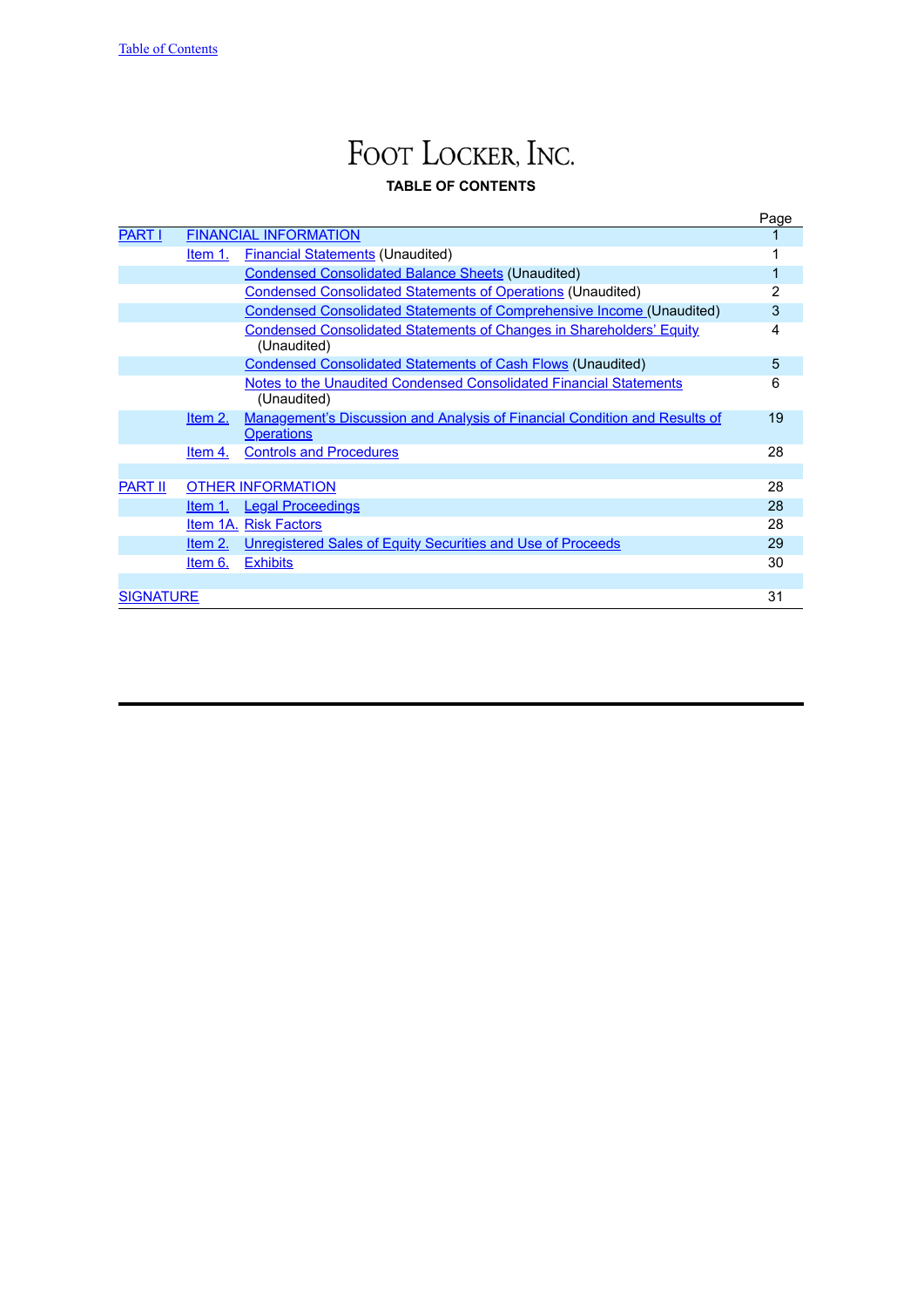# Foot Locker, Inc.

**TABLE OF CONTENTS**

| | | | Page |
|---|---|---|---|
| PART I | FINANCIAL INFORMATION | | 1 |
| | Item 1. | Financial Statements (Unaudited) | 1 |
| | | Condensed Consolidated Balance Sheets (Unaudited) | 1 |
| | | Condensed Consolidated Statements of Operations (Unaudited) | 2 |
| | | Condensed Consolidated Statements of Comprehensive Income (Unaudited) | 3 |
| | | Condensed Consolidated Statements of Changes in Shareholders' Equity (Unaudited) | 4 |
| | | Condensed Consolidated Statements of Cash Flows (Unaudited) | 5 |
| | | Notes to the Unaudited Condensed Consolidated Financial Statements (Unaudited) | 6 |
| | Item 2. | Management's Discussion and Analysis of Financial Condition and Results of Operations | 19 |
| | Item 4. | Controls and Procedures | 28 |
| PART II | OTHER INFORMATION | | 28 |
| | Item 1. | Legal Proceedings | 28 |
| | Item 1A. | Risk Factors | 28 |
| | Item 2. | Unregistered Sales of Equity Securities and Use of Proceeds | 29 |
| | Item 6. | Exhibits | 30 |
| SIGNATURE | | | 31 |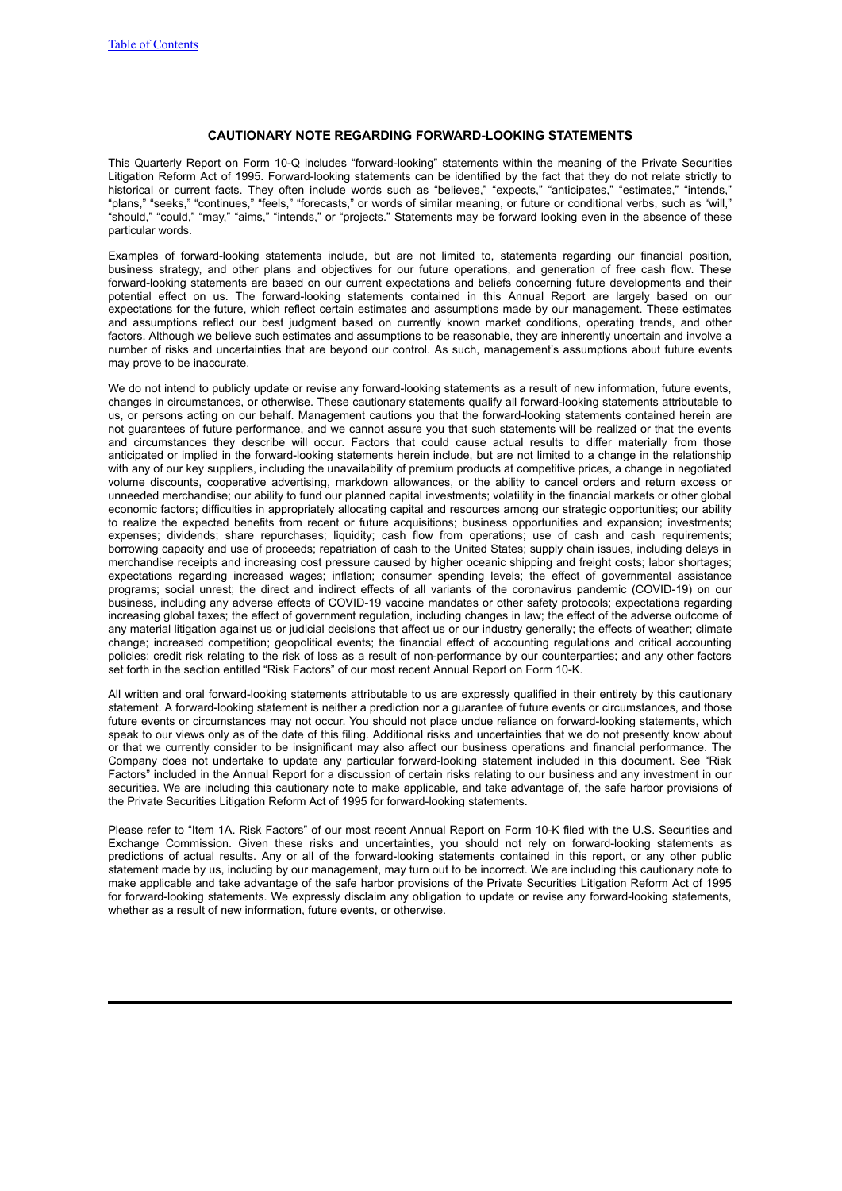## CAUTIONARY NOTE REGARDING FORWARD-LOOKING STATEMENTS

This Quarterly Report on Form 10-Q includes "forward-looking" statements within the meaning of the Private Securities Litigation Reform Act of 1995. Forward-looking statements can be identified by the fact that they do not relate strictly to historical or current facts. They often include words such as "believes," "expects," "anticipates," "estimates," "intends," "plans," "seeks," "continues," "feels," "forecasts," or words of similar meaning, or future or conditional verbs, such as "will," "should," "could," "may," "aims," "intends," or "projects." Statements may be forward looking even in the absence of these particular words.

Examples of forward-looking statements include, but are not limited to, statements regarding our financial position, business strategy, and other plans and objectives for our future operations, and generation of free cash flow. These forward-looking statements are based on our current expectations and beliefs concerning future developments and their potential effect on us. The forward-looking statements contained in this Annual Report are largely based on our expectations for the future, which reflect certain estimates and assumptions made by our management. These estimates and assumptions reflect our best judgment based on currently known market conditions, operating trends, and other factors. Although we believe such estimates and assumptions to be reasonable, they are inherently uncertain and involve a number of risks and uncertainties that are beyond our control. As such, management's assumptions about future events may prove to be inaccurate.

We do not intend to publicly update or revise any forward-looking statements as a result of new information, future events, changes in circumstances, or otherwise. These cautionary statements qualify all forward-looking statements attributable to us, or persons acting on our behalf. Management cautions you that the forward-looking statements contained herein are not guarantees of future performance, and we cannot assure you that such statements will be realized or that the events and circumstances they describe will occur. Factors that could cause actual results to differ materially from those anticipated or implied in the forward-looking statements herein include, but are not limited to a change in the relationship with any of our key suppliers, including the unavailability of premium products at competitive prices, a change in negotiated volume discounts, cooperative advertising, markdown allowances, or the ability to cancel orders and return excess or unneeded merchandise; our ability to fund our planned capital investments; volatility in the financial markets or other global economic factors; difficulties in appropriately allocating capital and resources among our strategic opportunities; our ability to realize the expected benefits from recent or future acquisitions; business opportunities and expansion; investments; expenses; dividends; share repurchases; liquidity; cash flow from operations; use of cash and cash requirements; borrowing capacity and use of proceeds; repatriation of cash to the United States; supply chain issues, including delays in merchandise receipts and increasing cost pressure caused by higher oceanic shipping and freight costs; labor shortages; expectations regarding increased wages; inflation; consumer spending levels; the effect of governmental assistance programs; social unrest; the direct and indirect effects of all variants of the coronavirus pandemic (COVID-19) on our business, including any adverse effects of COVID-19 vaccine mandates or other safety protocols; expectations regarding increasing global taxes; the effect of government regulation, including changes in law; the effect of the adverse outcome of any material litigation against us or judicial decisions that affect us or our industry generally; the effects of weather; climate change; increased competition; geopolitical events; the financial effect of accounting regulations and critical accounting policies; credit risk relating to the risk of loss as a result of non-performance by our counterparties; and any other factors set forth in the section entitled "Risk Factors" of our most recent Annual Report on Form 10-K.

All written and oral forward-looking statements attributable to us are expressly qualified in their entirety by this cautionary statement. A forward-looking statement is neither a prediction nor a guarantee of future events or circumstances, and those future events or circumstances may not occur. You should not place undue reliance on forward-looking statements, which speak to our views only as of the date of this filing. Additional risks and uncertainties that we do not presently know about or that we currently consider to be insignificant may also affect our business operations and financial performance. The Company does not undertake to update any particular forward-looking statement included in this document. See "Risk Factors" included in the Annual Report for a discussion of certain risks relating to our business and any investment in our securities. We are including this cautionary note to make applicable, and take advantage of, the safe harbor provisions of the Private Securities Litigation Reform Act of 1995 for forward-looking statements.

Please refer to "Item 1A. Risk Factors" of our most recent Annual Report on Form 10-K filed with the U.S. Securities and Exchange Commission. Given these risks and uncertainties, you should not rely on forward-looking statements as predictions of actual results. Any or all of the forward-looking statements contained in this report, or any other public statement made by us, including by our management, may turn out to be incorrect. We are including this cautionary note to make applicable and take advantage of the safe harbor provisions of the Private Securities Litigation Reform Act of 1995 for forward-looking statements. We expressly disclaim any obligation to update or revise any forward-looking statements, whether as a result of new information, future events, or otherwise.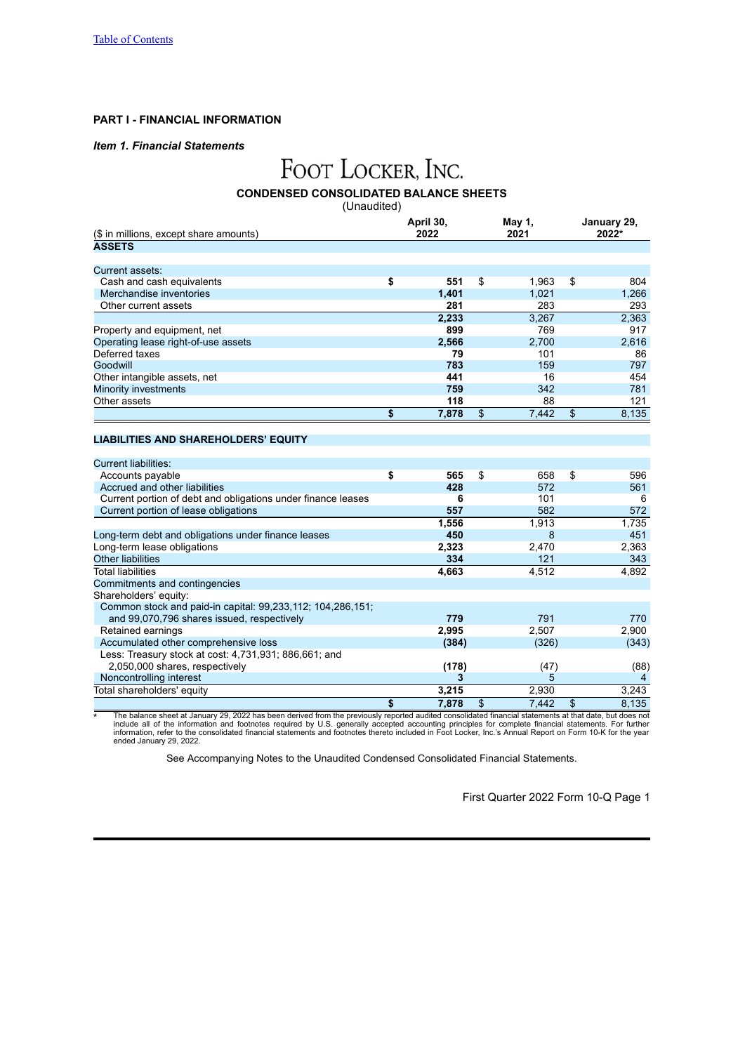## PART I - FINANCIAL INFORMATION

### *Item 1. Financial Statements*

# FOOT LOCKER, INC.

**CONDENSED CONSOLIDATED BALANCE SHEETS**

(Unaudited)

| ($ in millions, except share amounts) | April 30, 2022 | May 1, 2021 | January 29, 2022* |
|---|---|---|---|
| **ASSETS** | | | |
| Current assets: | | | |
| Cash and cash equivalents | **$ 551** | $ 1,963 | $ 804 |
| Merchandise inventories | **1,401** | 1,021 | 1,266 |
| Other current assets | **281** | 283 | 293 |
| | **2,233** | 3,267 | 2,363 |
| Property and equipment, net | **899** | 769 | 917 |
| Operating lease right-of-use assets | **2,566** | 2,700 | 2,616 |
| Deferred taxes | **79** | 101 | 86 |
| Goodwill | **783** | 159 | 797 |
| Other intangible assets, net | **441** | 16 | 454 |
| Minority investments | **759** | 342 | 781 |
| Other assets | **118** | 88 | 121 |
| | **$ 7,878** | $ 7,442 | $ 8,135 |
| **LIABILITIES AND SHAREHOLDERS' EQUITY** | | | |
| Current liabilities: | | | |
| Accounts payable | **$ 565** | $ 658 | $ 596 |
| Accrued and other liabilities | **428** | 572 | 561 |
| Current portion of debt and obligations under finance leases | **6** | 101 | 6 |
| Current portion of lease obligations | **557** | 582 | 572 |
| | **1,556** | 1,913 | 1,735 |
| Long-term debt and obligations under finance leases | **450** | 8 | 451 |
| Long-term lease obligations | **2,323** | 2,470 | 2,363 |
| Other liabilities | **334** | 121 | 343 |
| Total liabilities | **4,663** | 4,512 | 4,892 |
| Commitments and contingencies | | | |
| Shareholders' equity: | | | |
| Common stock and paid-in capital: 99,233,112; 104,286,151; and 99,070,796 shares issued, respectively | **779** | 791 | 770 |
| Retained earnings | **2,995** | 2,507 | 2,900 |
| Accumulated other comprehensive loss | **(384)** | (326) | (343) |
| Less: Treasury stock at cost: 4,731,931; 886,661; and 2,050,000 shares, respectively | **(178)** | (47) | (88) |
| Noncontrolling interest | **3** | 5 | 4 |
| Total shareholders' equity | **3,215** | 2,930 | 3,243 |
| | **$ 7,878** | $ 7,442 | $ 8,135 |

\* The balance sheet at January 29, 2022 has been derived from the previously reported audited consolidated financial statements at that date, but does not include all of the information and footnotes required by U.S. generally accepted accounting principles for complete financial statements. For further information, refer to the consolidated financial statements and footnotes thereto included in Foot Locker, Inc.'s Annual Report on Form 10-K for the year ended January 29, 2022.

See Accompanying Notes to the Unaudited Condensed Consolidated Financial Statements.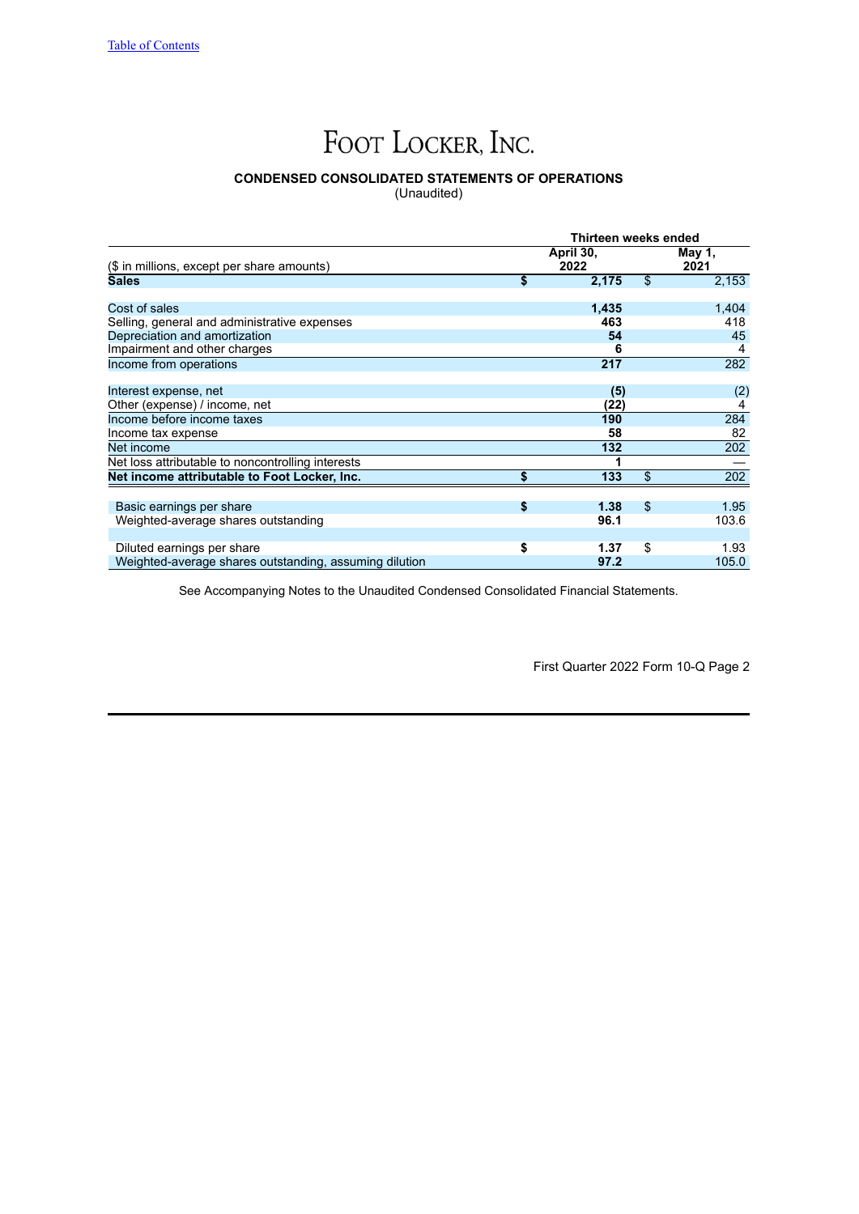# FOOT LOCKER, INC.

**CONDENSED CONSOLIDATED STATEMENTS OF OPERATIONS**
(Unaudited)

| ($ in millions, except per share amounts) | Thirteen weeks ended April 30, 2022 | Thirteen weeks ended May 1, 2021 |
|---|---|---|
| **Sales** | **$ 2,175** | $ 2,153 |
| Cost of sales | **1,435** | 1,404 |
| Selling, general and administrative expenses | **463** | 418 |
| Depreciation and amortization | **54** | 45 |
| Impairment and other charges | **6** | 4 |
| Income from operations | **217** | 282 |
| Interest expense, net | **(5)** | (2) |
| Other (expense) / income, net | **(22)** | 4 |
| Income before income taxes | **190** | 284 |
| Income tax expense | **58** | 82 |
| Net income | **132** | 202 |
| Net loss attributable to noncontrolling interests | **1** | — |
| **Net income attributable to Foot Locker, Inc.** | **$ 133** | $ 202 |
| Basic earnings per share | **$ 1.38** | $ 1.95 |
| Weighted-average shares outstanding | **96.1** | 103.6 |
| Diluted earnings per share | **$ 1.37** | $ 1.93 |
| Weighted-average shares outstanding, assuming dilution | **97.2** | 105.0 |

See Accompanying Notes to the Unaudited Condensed Consolidated Financial Statements.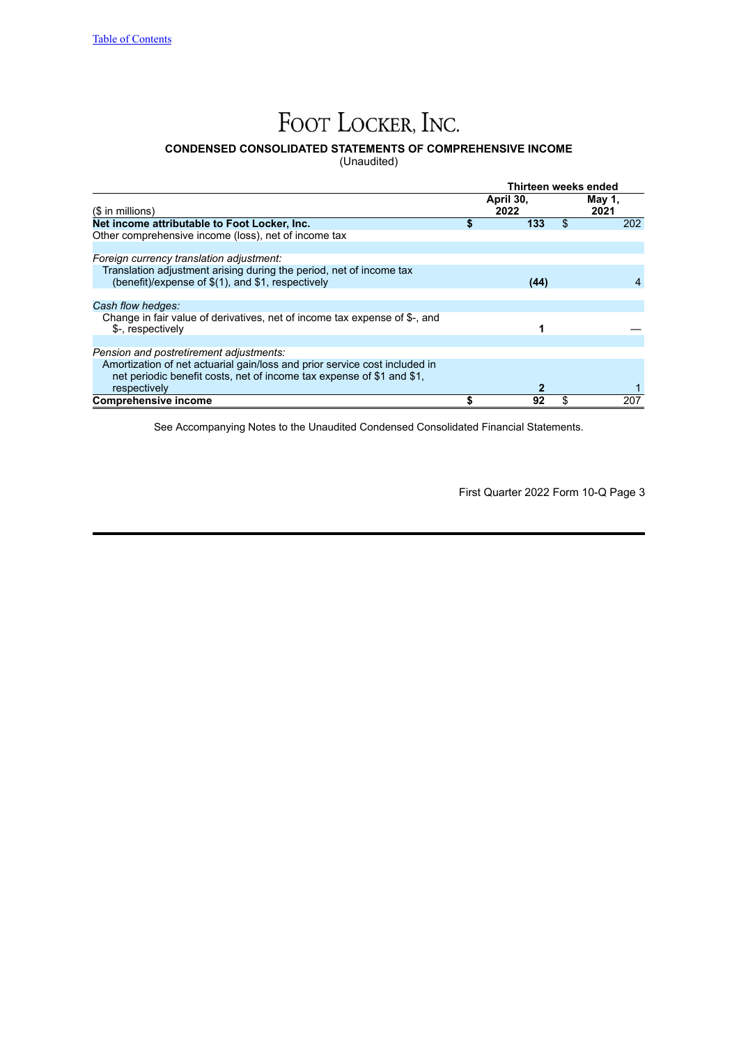# FOOT LOCKER, INC.

**CONDENSED CONSOLIDATED STATEMENTS OF COMPREHENSIVE INCOME**
(Unaudited)

| ($ in millions) | Thirteen weeks ended April 30, 2022 | Thirteen weeks ended May 1, 2021 |
|---|---|---|
| **Net income attributable to Foot Locker, Inc.** | **$ 133** | $ 202 |
| Other comprehensive income (loss), net of income tax | | |
| *Foreign currency translation adjustment:* | | |
| Translation adjustment arising during the period, net of income tax (benefit)/expense of $(1), and $1, respectively | **(44)** | 4 |
| *Cash flow hedges:* | | |
| Change in fair value of derivatives, net of income tax expense of $-, and $-, respectively | **1** | — |
| *Pension and postretirement adjustments:* | | |
| Amortization of net actuarial gain/loss and prior service cost included in net periodic benefit costs, net of income tax expense of $1 and $1, respectively | **2** | 1 |
| **Comprehensive income** | **$ 92** | $ 207 |

See Accompanying Notes to the Unaudited Condensed Consolidated Financial Statements.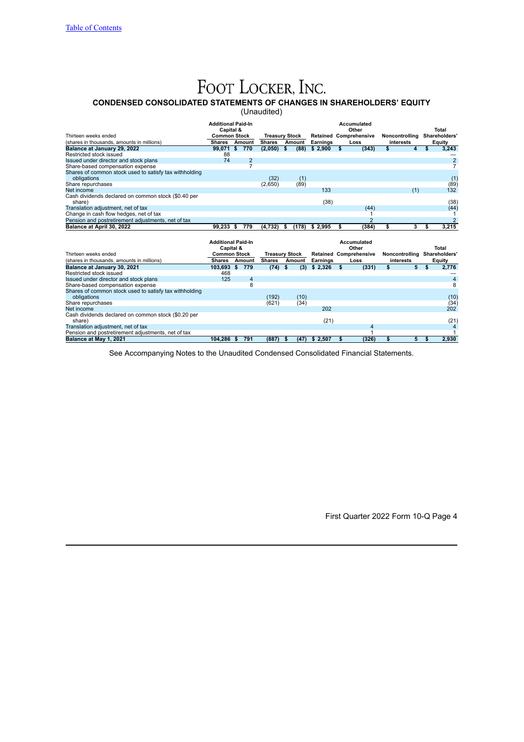# FOOT LOCKER, INC.

**CONDENSED CONSOLIDATED STATEMENTS OF CHANGES IN SHAREHOLDERS' EQUITY**
(Unaudited)

| Thirteen weeks ended (shares in thousands, amounts in millions) | Additional Paid-In Capital & Common Stock | | Treasury Stock | | Retained Earnings | Accumulated Other Comprehensive Loss | Noncontrolling interests | Total Shareholders' Equity |
|---|---|---|---|---|---|---|---|---|
| | Shares | Amount | Shares | Amount | | | | |
| **Balance at January 29, 2022** | **99,071** | **$ 770** | **(2,050)** | **$ (88)** | **$ 2,900** | **$ (343)** | **$ 4** | **$ 3,243** |
| Restricted stock issued | 88 | | | | | | | — |
| Issued under director and stock plans | 74 | 2 | | | | | | 2 |
| Share-based compensation expense | | 7 | | | | | | 7 |
| Shares of common stock used to satisfy tax withholding obligations | | | (32) | (1) | | | | (1) |
| Share repurchases | | | (2,650) | (89) | | | | (89) |
| Net income | | | | | 133 | | (1) | 132 |
| Cash dividends declared on common stock ($0.40 per share) | | | | | (38) | | | (38) |
| Translation adjustment, net of tax | | | | | | (44) | | (44) |
| Change in cash flow hedges, net of tax | | | | | | 1 | | 1 |
| Pension and postretirement adjustments, net of tax | | | | | | 2 | | 2 |
| **Balance at April 30, 2022** | **99,233** | **$ 779** | **(4,732)** | **$ (178)** | **$ 2,995** | **$ (384)** | **$ 3** | **$ 3,215** |

| Thirteen weeks ended (shares in thousands, amounts in millions) | Additional Paid-In Capital & Common Stock | | Treasury Stock | | Retained Earnings | Accumulated Other Comprehensive Loss | Noncontrolling interests | Total Shareholders' Equity |
|---|---|---|---|---|---|---|---|---|
| | Shares | Amount | Shares | Amount | | | | |
| **Balance at January 30, 2021** | **103,693** | **$ 779** | **(74)** | **$ (3)** | **$ 2,326** | **$ (331)** | **$ 5** | **$ 2,776** |
| Restricted stock issued | 468 | | | | | | | — |
| Issued under director and stock plans | 125 | 4 | | | | | | 4 |
| Share-based compensation expense | | 8 | | | | | | 8 |
| Shares of common stock used to satisfy tax withholding obligations | | | (192) | (10) | | | | (10) |
| Share repurchases | | | (621) | (34) | | | | (34) |
| Net income | | | | | 202 | | | 202 |
| Cash dividends declared on common stock ($0.20 per share) | | | | | (21) | | | (21) |
| Translation adjustment, net of tax | | | | | | 4 | | 4 |
| Pension and postretirement adjustments, net of tax | | | | | | 1 | | 1 |
| **Balance at May 1, 2021** | **104,286** | **$ 791** | **(887)** | **$ (47)** | **$ 2,507** | **$ (326)** | **$ 5** | **$ 2,930** |

See Accompanying Notes to the Unaudited Condensed Consolidated Financial Statements.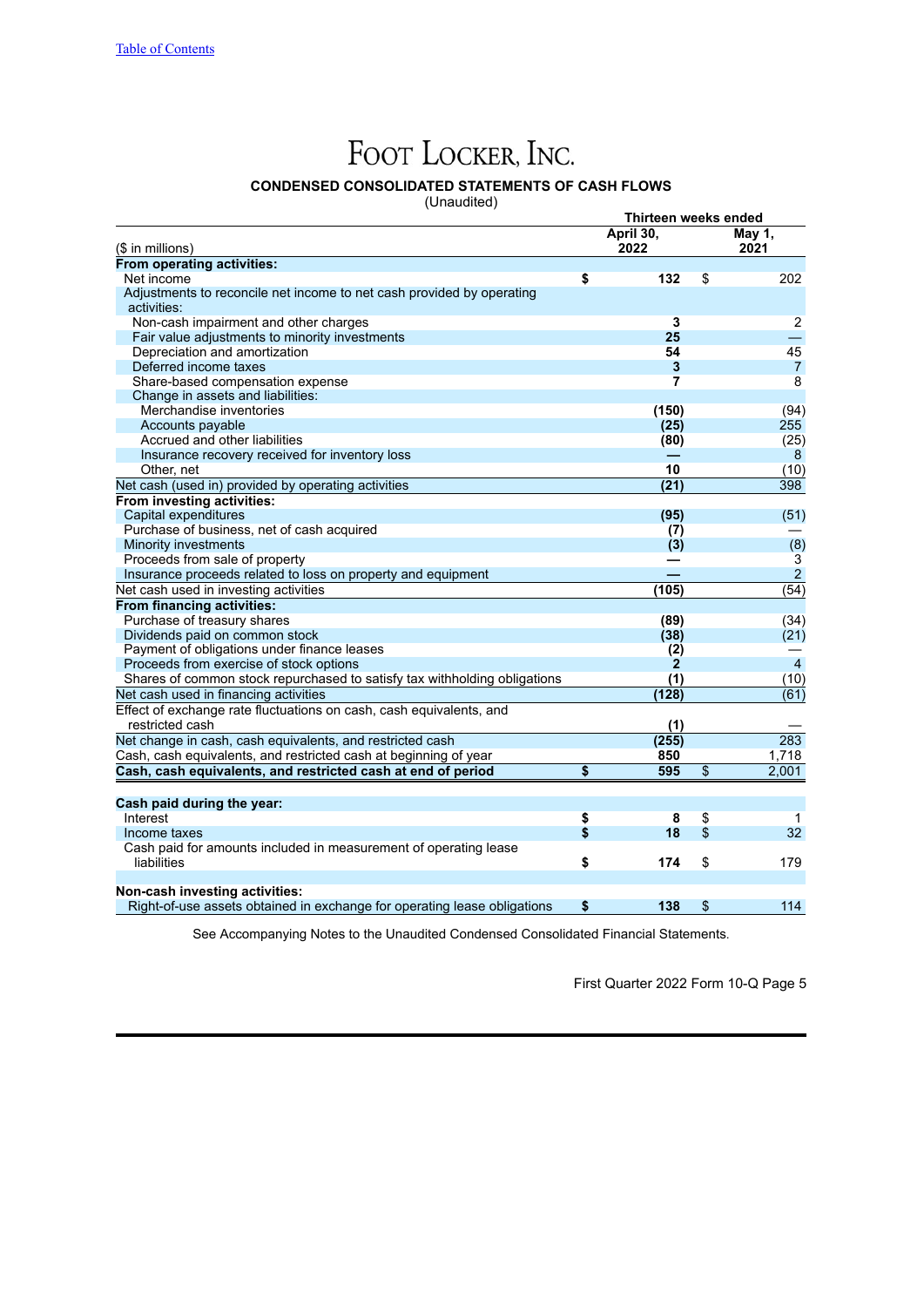# FOOT LOCKER, INC.

**CONDENSED CONSOLIDATED STATEMENTS OF CASH FLOWS**
(Unaudited)

| ($ in millions) | Thirteen weeks ended April 30, 2022 | Thirteen weeks ended May 1, 2021 |
|---|---|---|
| **From operating activities:** | | |
| Net income | **$ 132** | $ 202 |
| Adjustments to reconcile net income to net cash provided by operating activities: | | |
| Non-cash impairment and other charges | **3** | 2 |
| Fair value adjustments to minority investments | **25** | — |
| Depreciation and amortization | **54** | 45 |
| Deferred income taxes | **3** | 7 |
| Share-based compensation expense | **7** | 8 |
| Change in assets and liabilities: | | |
| Merchandise inventories | **(150)** | (94) |
| Accounts payable | **(25)** | 255 |
| Accrued and other liabilities | **(80)** | (25) |
| Insurance recovery received for inventory loss | **—** | 8 |
| Other, net | **10** | (10) |
| Net cash (used in) provided by operating activities | **(21)** | 398 |
| **From investing activities:** | | |
| Capital expenditures | **(95)** | (51) |
| Purchase of business, net of cash acquired | **(7)** | — |
| Minority investments | **(3)** | (8) |
| Proceeds from sale of property | **—** | 3 |
| Insurance proceeds related to loss on property and equipment | **—** | 2 |
| Net cash used in investing activities | **(105)** | (54) |
| **From financing activities:** | | |
| Purchase of treasury shares | **(89)** | (34) |
| Dividends paid on common stock | **(38)** | (21) |
| Payment of obligations under finance leases | **(2)** | — |
| Proceeds from exercise of stock options | **2** | 4 |
| Shares of common stock repurchased to satisfy tax withholding obligations | **(1)** | (10) |
| Net cash used in financing activities | **(128)** | (61) |
| Effect of exchange rate fluctuations on cash, cash equivalents, and restricted cash | **(1)** | — |
| Net change in cash, cash equivalents, and restricted cash | **(255)** | 283 |
| Cash, cash equivalents, and restricted cash at beginning of year | **850** | 1,718 |
| **Cash, cash equivalents, and restricted cash at end of period** | **$ 595** | $ 2,001 |
| | | |
| **Cash paid during the year:** | | |
| Interest | **$ 8** | $ 1 |
| Income taxes | **$ 18** | $ 32 |
| Cash paid for amounts included in measurement of operating lease liabilities | **$ 174** | $ 179 |
| | | |
| **Non-cash investing activities:** | | |
| Right-of-use assets obtained in exchange for operating lease obligations | **$ 138** | $ 114 |

See Accompanying Notes to the Unaudited Condensed Consolidated Financial Statements.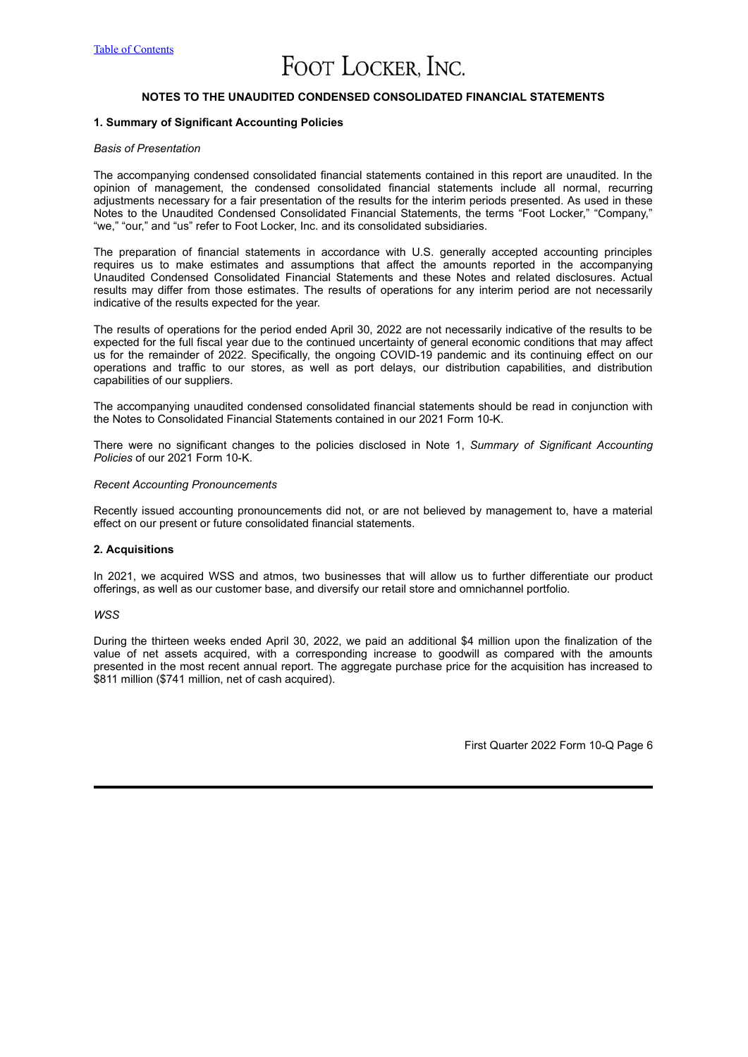# NOTES TO THE UNAUDITED CONDENSED CONSOLIDATED FINANCIAL STATEMENTS

## 1. Summary of Significant Accounting Policies

*Basis of Presentation*

The accompanying condensed consolidated financial statements contained in this report are unaudited. In the opinion of management, the condensed consolidated financial statements include all normal, recurring adjustments necessary for a fair presentation of the results for the interim periods presented. As used in these Notes to the Unaudited Condensed Consolidated Financial Statements, the terms "Foot Locker," "Company," "we," "our," and "us" refer to Foot Locker, Inc. and its consolidated subsidiaries.

The preparation of financial statements in accordance with U.S. generally accepted accounting principles requires us to make estimates and assumptions that affect the amounts reported in the accompanying Unaudited Condensed Consolidated Financial Statements and these Notes and related disclosures. Actual results may differ from those estimates. The results of operations for any interim period are not necessarily indicative of the results expected for the year.

The results of operations for the period ended April 30, 2022 are not necessarily indicative of the results to be expected for the full fiscal year due to the continued uncertainty of general economic conditions that may affect us for the remainder of 2022. Specifically, the ongoing COVID-19 pandemic and its continuing effect on our operations and traffic to our stores, as well as port delays, our distribution capabilities, and distribution capabilities of our suppliers.

The accompanying unaudited condensed consolidated financial statements should be read in conjunction with the Notes to Consolidated Financial Statements contained in our 2021 Form 10-K.

There were no significant changes to the policies disclosed in Note 1, *Summary of Significant Accounting Policies* of our 2021 Form 10-K.

*Recent Accounting Pronouncements*

Recently issued accounting pronouncements did not, or are not believed by management to, have a material effect on our present or future consolidated financial statements.

## 2. Acquisitions

In 2021, we acquired WSS and atmos, two businesses that will allow us to further differentiate our product offerings, as well as our customer base, and diversify our retail store and omnichannel portfolio.

*WSS*

During the thirteen weeks ended April 30, 2022, we paid an additional $4 million upon the finalization of the value of net assets acquired, with a corresponding increase to goodwill as compared with the amounts presented in the most recent annual report. The aggregate purchase price for the acquisition has increased to $811 million ($741 million, net of cash acquired).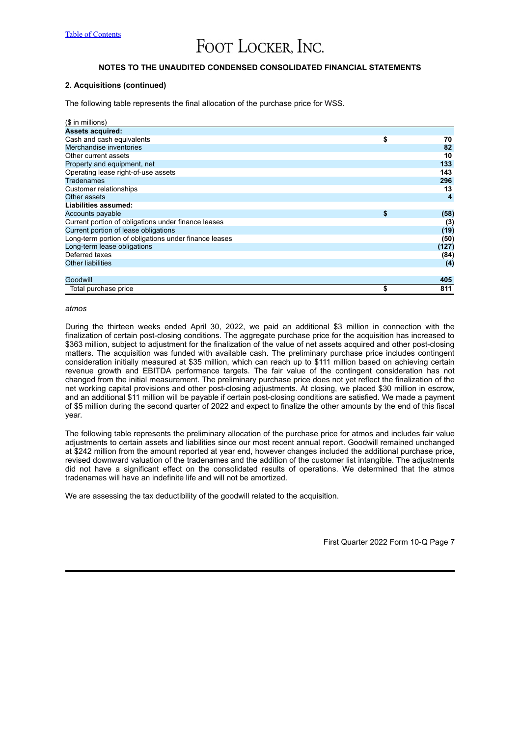# NOTES TO THE UNAUDITED CONDENSED CONSOLIDATED FINANCIAL STATEMENTS

## 2. Acquisitions (continued)

The following table represents the final allocation of the purchase price for WSS.

| ($ in millions) | | |
|---|---|---|
| **Assets acquired:** | | |
| Cash and cash equivalents | $ | 70 |
| Merchandise inventories | | 82 |
| Other current assets | | 10 |
| Property and equipment, net | | 133 |
| Operating lease right-of-use assets | | 143 |
| Tradenames | | 296 |
| Customer relationships | | 13 |
| Other assets | | 4 |
| **Liabilities assumed:** | | |
| Accounts payable | $ | (58) |
| Current portion of obligations under finance leases | | (3) |
| Current portion of lease obligations | | (19) |
| Long-term portion of obligations under finance leases | | (50) |
| Long-term lease obligations | | (127) |
| Deferred taxes | | (84) |
| Other liabilities | | (4) |
| | | |
| Goodwill | | 405 |
| Total purchase price | $ | 811 |

*atmos*

During the thirteen weeks ended April 30, 2022, we paid an additional $3 million in connection with the finalization of certain post-closing conditions. The aggregate purchase price for the acquisition has increased to $363 million, subject to adjustment for the finalization of the value of net assets acquired and other post-closing matters. The acquisition was funded with available cash. The preliminary purchase price includes contingent consideration initially measured at $35 million, which can reach up to $111 million based on achieving certain revenue growth and EBITDA performance targets. The fair value of the contingent consideration has not changed from the initial measurement. The preliminary purchase price does not yet reflect the finalization of the net working capital provisions and other post-closing adjustments. At closing, we placed $30 million in escrow, and an additional $11 million will be payable if certain post-closing conditions are satisfied. We made a payment of $5 million during the second quarter of 2022 and expect to finalize the other amounts by the end of this fiscal year.

The following table represents the preliminary allocation of the purchase price for atmos and includes fair value adjustments to certain assets and liabilities since our most recent annual report. Goodwill remained unchanged at $242 million from the amount reported at year end, however changes included the additional purchase price, revised downward valuation of the tradenames and the addition of the customer list intangible. The adjustments did not have a significant effect on the consolidated results of operations. We determined that the atmos tradenames will have an indefinite life and will not be amortized.

We are assessing the tax deductibility of the goodwill related to the acquisition.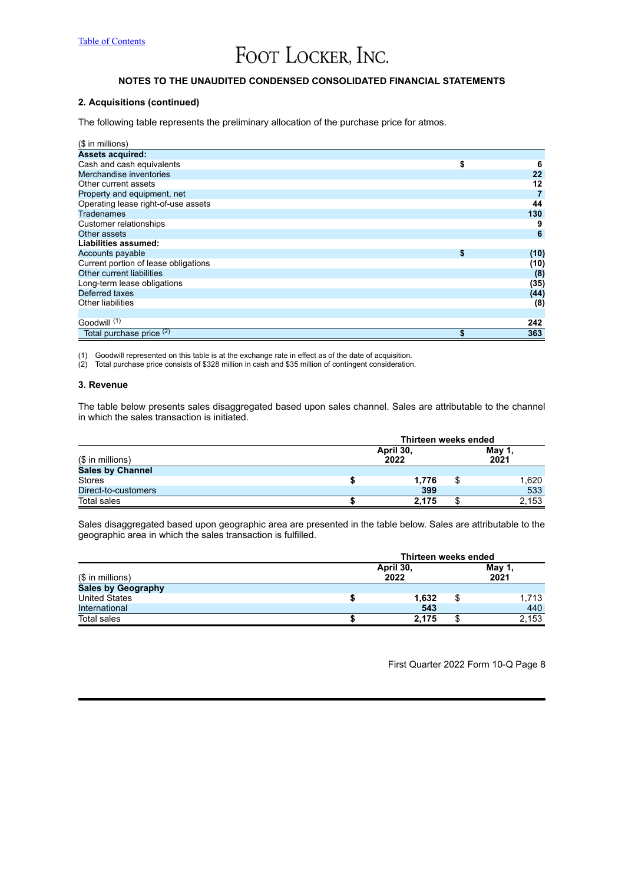## NOTES TO THE UNAUDITED CONDENSED CONSOLIDATED FINANCIAL STATEMENTS

### 2. Acquisitions (continued)

The following table represents the preliminary allocation of the purchase price for atmos.

| ($ in millions) | |
|---|---|
| **Assets acquired:** | |
| Cash and cash equivalents | $ 6 |
| Merchandise inventories | 22 |
| Other current assets | 12 |
| Property and equipment, net | 7 |
| Operating lease right-of-use assets | 44 |
| Tradenames | 130 |
| Customer relationships | 9 |
| Other assets | 6 |
| **Liabilities assumed:** | |
| Accounts payable | $ (10) |
| Current portion of lease obligations | (10) |
| Other current liabilities | (8) |
| Long-term lease obligations | (35) |
| Deferred taxes | (44) |
| Other liabilities | (8) |
| | |
| Goodwill [1] | 242 |
| Total purchase price [2] | $ 363 |

(1) Goodwill represented on this table is at the exchange rate in effect as of the date of acquisition.
(2) Total purchase price consists of $328 million in cash and $35 million of contingent consideration.

### 3. Revenue

The table below presents sales disaggregated based upon sales channel. Sales are attributable to the channel in which the sales transaction is initiated.

| | Thirteen weeks ended | |
|---|---|---|
| ($ in millions) | April 30, 2022 | May 1, 2021 |
| **Sales by Channel** | | |
| Stores | $ 1,776 | $ 1,620 |
| Direct-to-customers | 399 | 533 |
| Total sales | $ 2,175 | $ 2,153 |

Sales disaggregated based upon geographic area are presented in the table below. Sales are attributable to the geographic area in which the sales transaction is fulfilled.

| | Thirteen weeks ended | |
|---|---|---|
| ($ in millions) | April 30, 2022 | May 1, 2021 |
| **Sales by Geography** | | |
| United States | $ 1,632 | $ 1,713 |
| International | 543 | 440 |
| Total sales | $ 2,175 | $ 2,153 |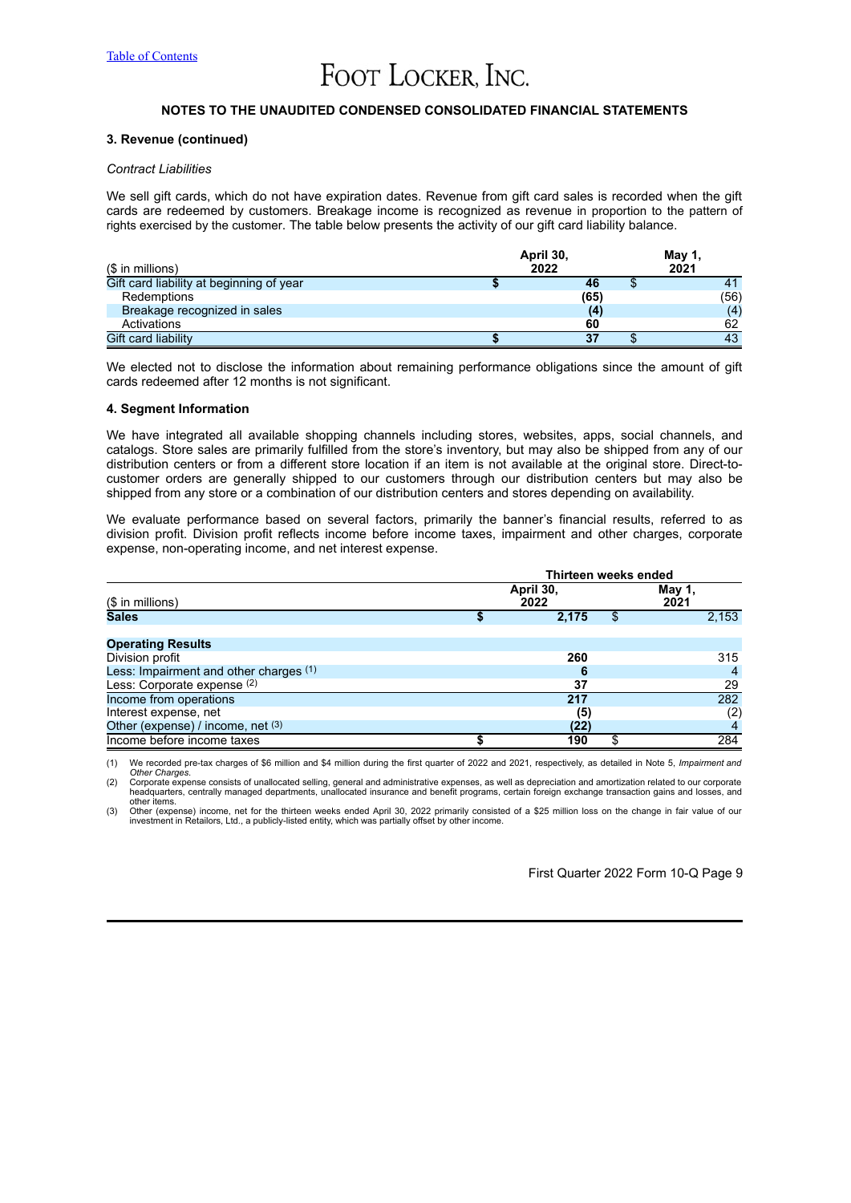## NOTES TO THE UNAUDITED CONDENSED CONSOLIDATED FINANCIAL STATEMENTS

### 3. Revenue (continued)

*Contract Liabilities*

We sell gift cards, which do not have expiration dates. Revenue from gift card sales is recorded when the gift cards are redeemed by customers. Breakage income is recognized as revenue in proportion to the pattern of rights exercised by the customer. The table below presents the activity of our gift card liability balance.

| ($ in millions) | April 30, 2022 | May 1, 2021 |
|---|---|---|
| Gift card liability at beginning of year | **$ 46** | $ 41 |
| Redemptions | **(65)** | (56) |
| Breakage recognized in sales | **(4)** | (4) |
| Activations | **60** | 62 |
| Gift card liability | **$ 37** | $ 43 |

We elected not to disclose the information about remaining performance obligations since the amount of gift cards redeemed after 12 months is not significant.

### 4. Segment Information

We have integrated all available shopping channels including stores, websites, apps, social channels, and catalogs. Store sales are primarily fulfilled from the store's inventory, but may also be shipped from any of our distribution centers or from a different store location if an item is not available at the original store. Direct-to-customer orders are generally shipped to our customers through our distribution centers but may also be shipped from any store or a combination of our distribution centers and stores depending on availability.

We evaluate performance based on several factors, primarily the banner's financial results, referred to as division profit. Division profit reflects income before income taxes, impairment and other charges, corporate expense, non-operating income, and net interest expense.

| | Thirteen weeks ended | |
|---|---|---|
| ($ in millions) | April 30, 2022 | May 1, 2021 |
| **Sales** | **$ 2,175** | $ 2,153 |
| | | |
| **Operating Results** | | |
| Division profit | **260** | 315 |
| Less: Impairment and other charges (1) | **6** | 4 |
| Less: Corporate expense (2) | **37** | 29 |
| Income from operations | **217** | 282 |
| Interest expense, net | **(5)** | (2) |
| Other (expense) / income, net (3) | **(22)** | 4 |
| Income before income taxes | **$ 190** | $ 284 |

(1) We recorded pre-tax charges of $6 million and $4 million during the first quarter of 2022 and 2021, respectively, as detailed in Note 5, *Impairment and Other Charges.*

(2) Corporate expense consists of unallocated selling, general and administrative expenses, as well as depreciation and amortization related to our corporate headquarters, centrally managed departments, unallocated insurance and benefit programs, certain foreign exchange transaction gains and losses, and other items.

(3) Other (expense) income, net for the thirteen weeks ended April 30, 2022 primarily consisted of a $25 million loss on the change in fair value of our investment in Retailors, Ltd., a publicly-listed entity, which was partially offset by other income.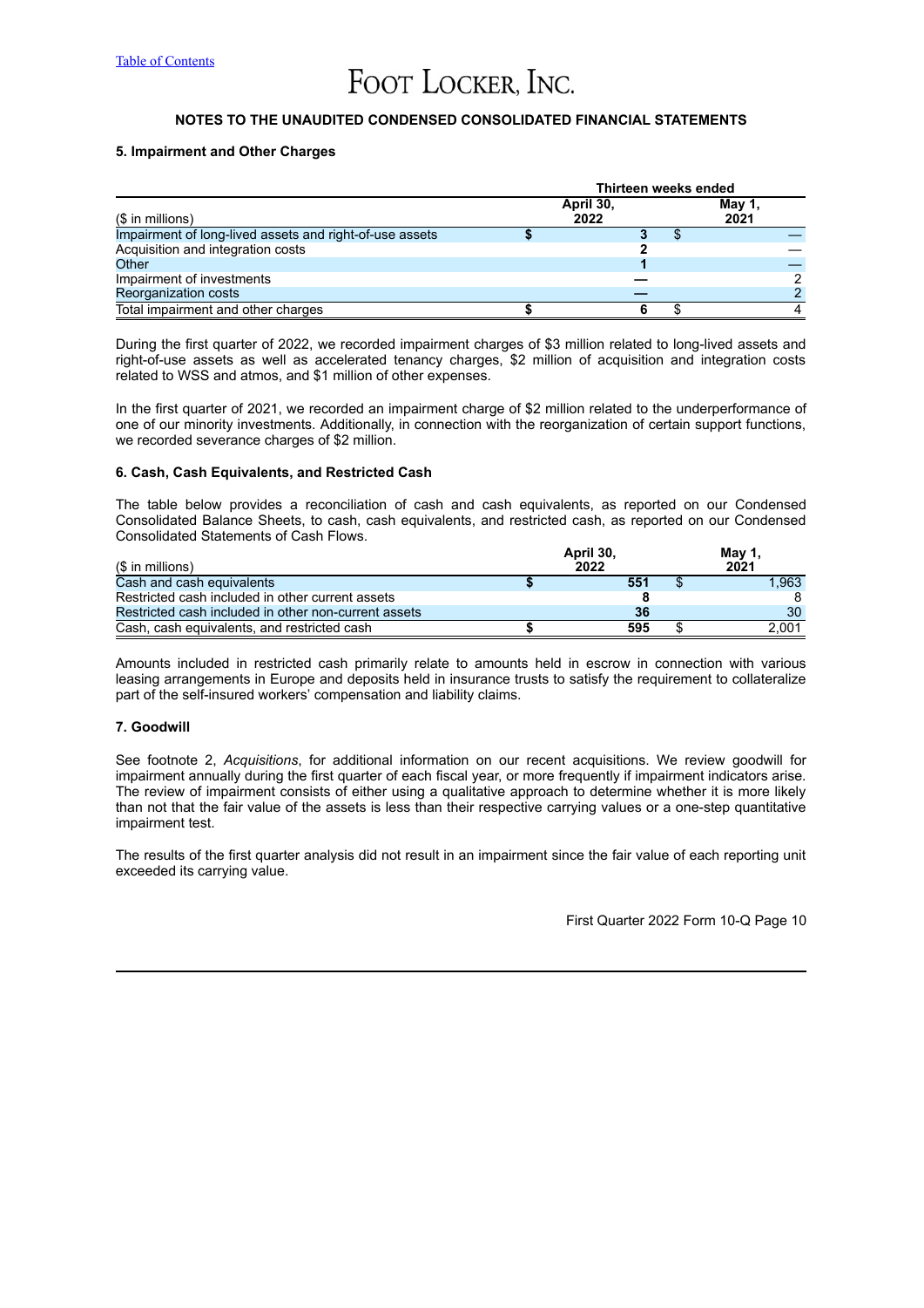# NOTES TO THE UNAUDITED CONDENSED CONSOLIDATED FINANCIAL STATEMENTS

### 5. Impairment and Other Charges

| ($ in millions) | Thirteen weeks ended April 30, 2022 | Thirteen weeks ended May 1, 2021 |
|---|---|---|
| Impairment of long-lived assets and right-of-use assets | **$ 3** | $ — |
| Acquisition and integration costs | **2** | — |
| Other | **1** | — |
| Impairment of investments | **—** | 2 |
| Reorganization costs | **—** | 2 |
| Total impairment and other charges | **$ 6** | $ 4 |

During the first quarter of 2022, we recorded impairment charges of $3 million related to long-lived assets and right-of-use assets as well as accelerated tenancy charges, $2 million of acquisition and integration costs related to WSS and atmos, and $1 million of other expenses.

In the first quarter of 2021, we recorded an impairment charge of $2 million related to the underperformance of one of our minority investments. Additionally, in connection with the reorganization of certain support functions, we recorded severance charges of $2 million.

### 6. Cash, Cash Equivalents, and Restricted Cash

The table below provides a reconciliation of cash and cash equivalents, as reported on our Condensed Consolidated Balance Sheets, to cash, cash equivalents, and restricted cash, as reported on our Condensed Consolidated Statements of Cash Flows.

| ($ in millions) | April 30, 2022 | May 1, 2021 |
|---|---|---|
| Cash and cash equivalents | **$ 551** | $ 1,963 |
| Restricted cash included in other current assets | **8** | 8 |
| Restricted cash included in other non-current assets | **36** | 30 |
| Cash, cash equivalents, and restricted cash | **$ 595** | $ 2,001 |

Amounts included in restricted cash primarily relate to amounts held in escrow in connection with various leasing arrangements in Europe and deposits held in insurance trusts to satisfy the requirement to collateralize part of the self-insured workers' compensation and liability claims.

### 7. Goodwill

See footnote 2, *Acquisitions*, for additional information on our recent acquisitions. We review goodwill for impairment annually during the first quarter of each fiscal year, or more frequently if impairment indicators arise. The review of impairment consists of either using a qualitative approach to determine whether it is more likely than not that the fair value of the assets is less than their respective carrying values or a one-step quantitative impairment test.

The results of the first quarter analysis did not result in an impairment since the fair value of each reporting unit exceeded its carrying value.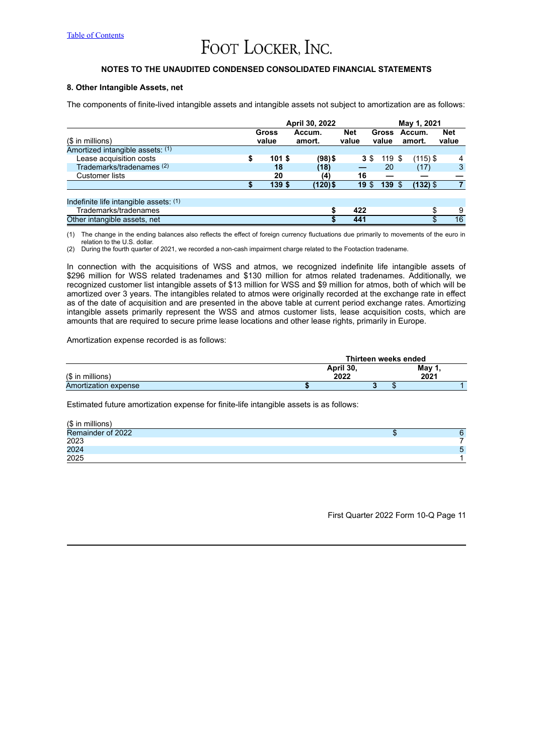**NOTES TO THE UNAUDITED CONDENSED CONSOLIDATED FINANCIAL STATEMENTS**

### 8. Other Intangible Assets, net

The components of finite-lived intangible assets and intangible assets not subject to amortization are as follows:

| | April 30, 2022 | | | May 1, 2021 | | |
|---|---|---|---|---|---|---|
| ($ in millions) | Gross value | Accum. amort. | Net value | Gross value | Accum. amort. | Net value |
| Amortized intangible assets: (1) | | | | | | |
| Lease acquisition costs | $ 101 | $ (98) | $ 3 | $ 119 | $ (115) | $ 4 |
| Trademarks/tradenames (2) | 18 | (18) | — | 20 | (17) | 3 |
| Customer lists | 20 | (4) | 16 | — | — | — |
| | $ 139 | $ (120) | $ 19 | $ 139 | $ (132) | $ 7 |
| Indefinite life intangible assets: (1) | | | | | | |
| Trademarks/tradenames | | | $ 422 | | | $ 9 |
| Other intangible assets, net | | | $ 441 | | | $ 16 |

(1) The change in the ending balances also reflects the effect of foreign currency fluctuations due primarily to movements of the euro in relation to the U.S. dollar.
(2) During the fourth quarter of 2021, we recorded a non-cash impairment charge related to the Footaction tradename.

In connection with the acquisitions of WSS and atmos, we recognized indefinite life intangible assets of $296 million for WSS related tradenames and $130 million for atmos related tradenames. Additionally, we recognized customer list intangible assets of $13 million for WSS and $9 million for atmos, both of which will be amortized over 3 years. The intangibles related to atmos were originally recorded at the exchange rate in effect as of the date of acquisition and are presented in the above table at current period exchange rates. Amortizing intangible assets primarily represent the WSS and atmos customer lists, lease acquisition costs, which are amounts that are required to secure prime lease locations and other lease rights, primarily in Europe.

Amortization expense recorded is as follows:

| | Thirteen weeks ended | |
|---|---|---|
| ($ in millions) | April 30, 2022 | May 1, 2021 |
| Amortization expense | $ 3 | $ 1 |

Estimated future amortization expense for finite-life intangible assets is as follows:

| ($ in millions) | |
|---|---|
| Remainder of 2022 | $ 6 |
| 2023 | 7 |
| 2024 | 5 |
| 2025 | 1 |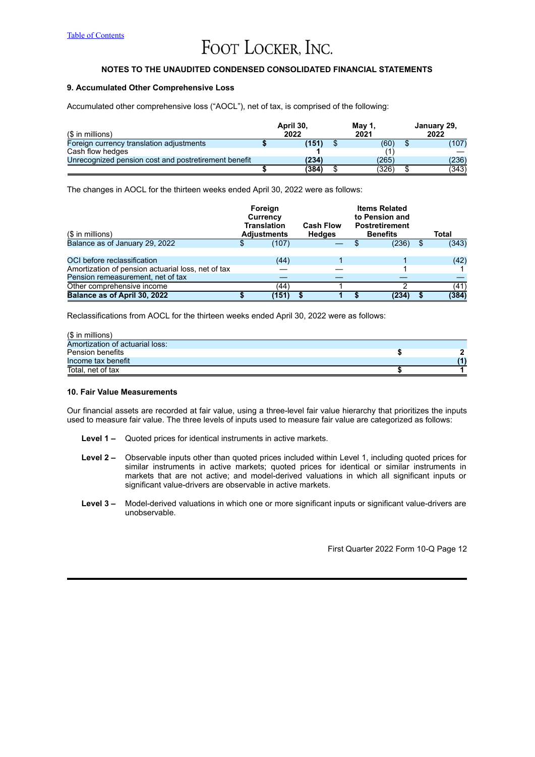## NOTES TO THE UNAUDITED CONDENSED CONSOLIDATED FINANCIAL STATEMENTS

### 9. Accumulated Other Comprehensive Loss

Accumulated other comprehensive loss ("AOCL"), net of tax, is comprised of the following:

| ($ in millions) | April 30, 2022 | May 1, 2021 | January 29, 2022 |
|---|---|---|---|
| Foreign currency translation adjustments | **$ (151)** | $ (60) | $ (107) |
| Cash flow hedges | **1** | (1) | — |
| Unrecognized pension cost and postretirement benefit | **(234)** | (265) | (236) |
| | **$ (384)** | $ (326) | $ (343) |

The changes in AOCL for the thirteen weeks ended April 30, 2022 were as follows:

| ($ in millions) | Foreign Currency Translation Adjustments | Cash Flow Hedges | Items Related to Pension and Postretirement Benefits | Total |
|---|---|---|---|---|
| Balance as of January 29, 2022 | $ (107) | — | $ (236) | $ (343) |
| OCI before reclassification | (44) | 1 | 1 | (42) |
| Amortization of pension actuarial loss, net of tax | — | — | 1 | 1 |
| Pension remeasurement, net of tax | — | — | — | — |
| Other comprehensive income | (44) | 1 | 2 | (41) |
| **Balance as of April 30, 2022** | **$ (151)** | **$ 1** | **$ (234)** | **$ (384)** |

Reclassifications from AOCL for the thirteen weeks ended April 30, 2022 were as follows:

| ($ in millions) | |
|---|---|
| Amortization of actuarial loss: | |
| Pension benefits | **$ 2** |
| Income tax benefit | **(1)** |
| Total, net of tax | **$ 1** |

### 10. Fair Value Measurements

Our financial assets are recorded at fair value, using a three-level fair value hierarchy that prioritizes the inputs used to measure fair value. The three levels of inputs used to measure fair value are categorized as follows:

**Level 1 –** Quoted prices for identical instruments in active markets.

**Level 2 –** Observable inputs other than quoted prices included within Level 1, including quoted prices for similar instruments in active markets; quoted prices for identical or similar instruments in markets that are not active; and model-derived valuations in which all significant inputs or significant value-drivers are observable in active markets.

**Level 3 –** Model-derived valuations in which one or more significant inputs or significant value-drivers are unobservable.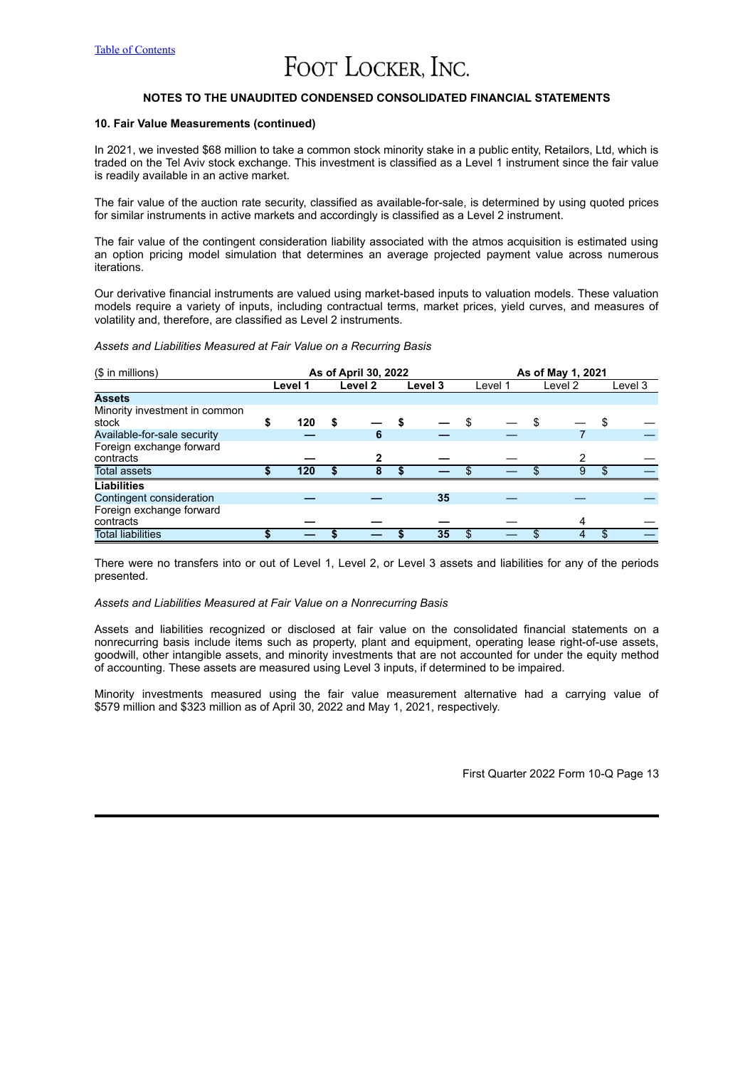## NOTES TO THE UNAUDITED CONDENSED CONSOLIDATED FINANCIAL STATEMENTS

### 10. Fair Value Measurements (continued)

In 2021, we invested $68 million to take a common stock minority stake in a public entity, Retailors, Ltd, which is traded on the Tel Aviv stock exchange. This investment is classified as a Level 1 instrument since the fair value is readily available in an active market.

The fair value of the auction rate security, classified as available-for-sale, is determined by using quoted prices for similar instruments in active markets and accordingly is classified as a Level 2 instrument.

The fair value of the contingent consideration liability associated with the atmos acquisition is estimated using an option pricing model simulation that determines an average projected payment value across numerous iterations.

Our derivative financial instruments are valued using market-based inputs to valuation models. These valuation models require a variety of inputs, including contractual terms, market prices, yield curves, and measures of volatility and, therefore, are classified as Level 2 instruments.

*Assets and Liabilities Measured at Fair Value on a Recurring Basis*

| ($ in millions) | As of April 30, 2022 | | | As of May 1, 2021 | | |
|---|---|---|---|---|---|---|
| | Level 1 | Level 2 | Level 3 | Level 1 | Level 2 | Level 3 |
| **Assets** | | | | | | |
| Minority investment in common stock | $ 120 | $ — | $ — | $ — | $ — | $ — |
| Available-for-sale security | — | 6 | — | — | 7 | — |
| Foreign exchange forward contracts | — | 2 | — | — | 2 | — |
| Total assets | $ 120 | $ 8 | $ — | $ — | $ 9 | $ — |
| **Liabilities** | | | | | | |
| Contingent consideration | — | — | 35 | — | — | — |
| Foreign exchange forward contracts | — | — | — | — | 4 | — |
| Total liabilities | $ — | $ — | $ 35 | $ — | $ 4 | $ — |

There were no transfers into or out of Level 1, Level 2, or Level 3 assets and liabilities for any of the periods presented.

*Assets and Liabilities Measured at Fair Value on a Nonrecurring Basis*

Assets and liabilities recognized or disclosed at fair value on the consolidated financial statements on a nonrecurring basis include items such as property, plant and equipment, operating lease right-of-use assets, goodwill, other intangible assets, and minority investments that are not accounted for under the equity method of accounting. These assets are measured using Level 3 inputs, if determined to be impaired.

Minority investments measured using the fair value measurement alternative had a carrying value of $579 million and $323 million as of April 30, 2022 and May 1, 2021, respectively.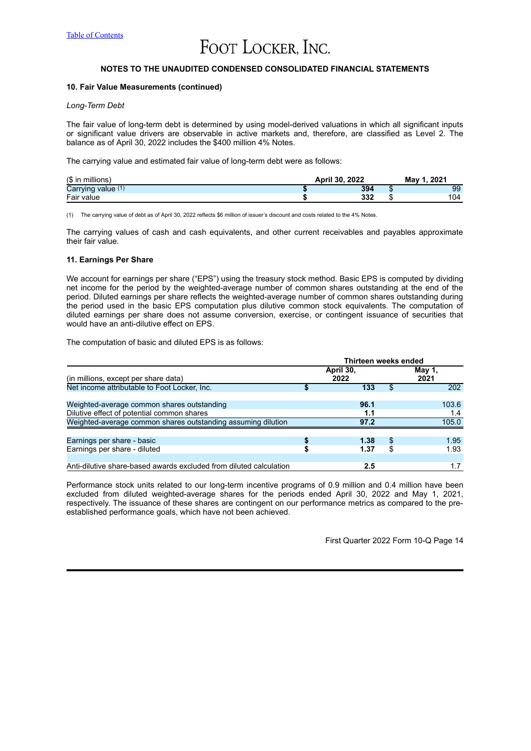## NOTES TO THE UNAUDITED CONDENSED CONSOLIDATED FINANCIAL STATEMENTS

### 10. Fair Value Measurements (continued)

*Long-Term Debt*

The fair value of long-term debt is determined by using model-derived valuations in which all significant inputs or significant value drivers are observable in active markets and, therefore, are classified as Level 2. The balance as of April 30, 2022 includes the $400 million 4% Notes.

The carrying value and estimated fair value of long-term debt were as follows:

| ($ in millions) | April 30, 2022 | May 1, 2021 |
|---|---|---|
| Carrying value [(1)] | $ 394 | $ 99 |
| Fair value | $ 332 | $ 104 |

(1) The carrying value of debt as of April 30, 2022 reflects $6 million of issuer's discount and costs related to the 4% Notes.

The carrying values of cash and cash equivalents, and other current receivables and payables approximate their fair value.

### 11. Earnings Per Share

We account for earnings per share ("EPS") using the treasury stock method. Basic EPS is computed by dividing net income for the period by the weighted-average number of common shares outstanding at the end of the period. Diluted earnings per share reflects the weighted-average number of common shares outstanding during the period used in the basic EPS computation plus dilutive common stock equivalents. The computation of diluted earnings per share does not assume conversion, exercise, or contingent issuance of securities that would have an anti-dilutive effect on EPS.

The computation of basic and diluted EPS is as follows:

| | Thirteen weeks ended | |
|---|---|---|
| (in millions, except per share data) | April 30, 2022 | May 1, 2021 |
| Net income attributable to Foot Locker, Inc. | $ 133 | $ 202 |
| Weighted-average common shares outstanding | 96.1 | 103.6 |
| Dilutive effect of potential common shares | 1.1 | 1.4 |
| Weighted-average common shares outstanding assuming dilution | 97.2 | 105.0 |
| Earnings per share - basic | $ 1.38 | $ 1.95 |
| Earnings per share - diluted | $ 1.37 | $ 1.93 |
| Anti-dilutive share-based awards excluded from diluted calculation | 2.5 | 1.7 |

Performance stock units related to our long-term incentive programs of 0.9 million and 0.4 million have been excluded from diluted weighted-average shares for the periods ended April 30, 2022 and May 1, 2021, respectively. The issuance of these shares are contingent on our performance metrics as compared to the pre-established performance goals, which have not been achieved.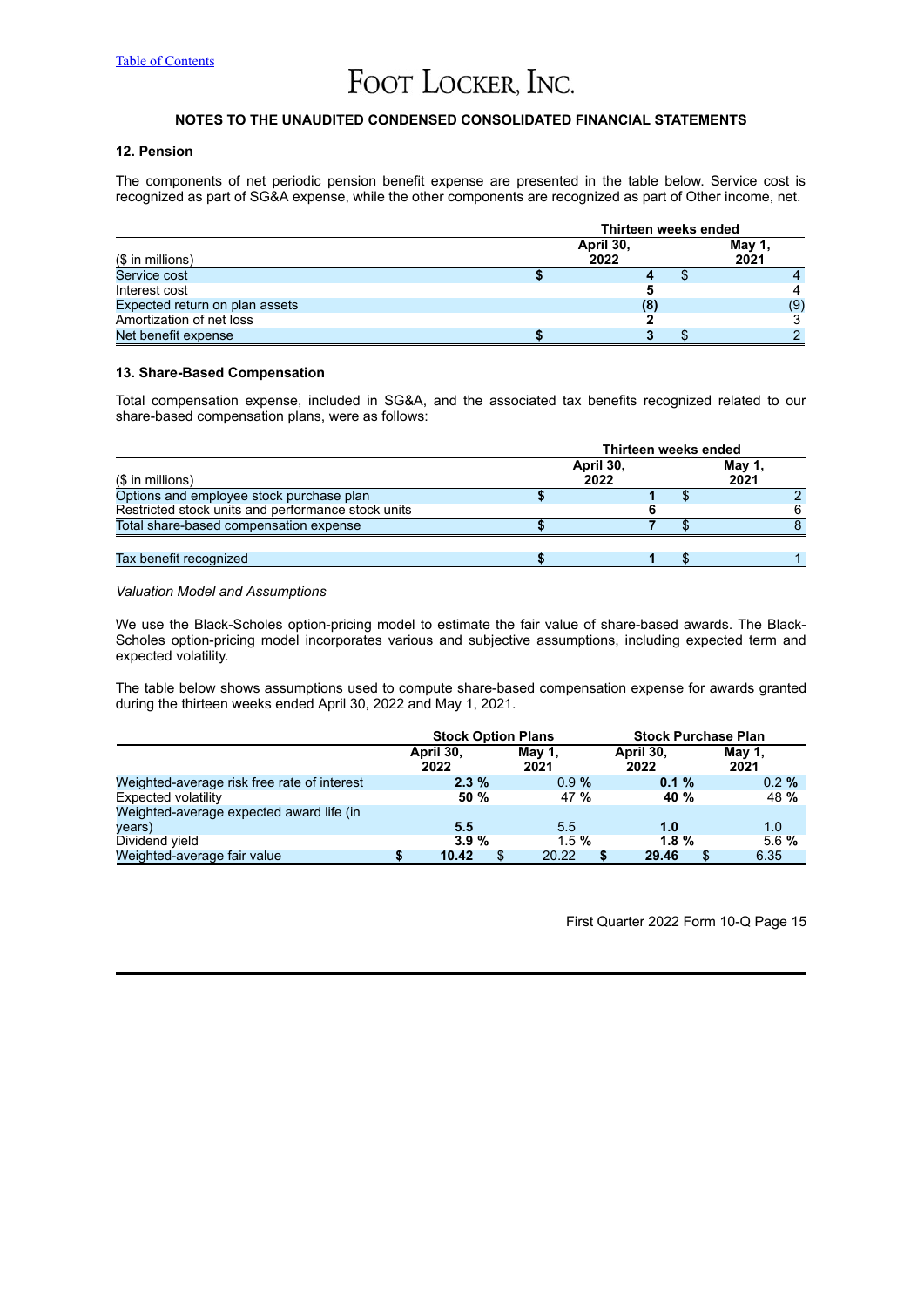## NOTES TO THE UNAUDITED CONDENSED CONSOLIDATED FINANCIAL STATEMENTS

### 12. Pension

The components of net periodic pension benefit expense are presented in the table below. Service cost is recognized as part of SG&A expense, while the other components are recognized as part of Other income, net.

| | Thirteen weeks ended | |
|---|---|---|
| ($ in millions) | April 30, 2022 | May 1, 2021 |
| Service cost | **$ 4** | $ 4 |
| Interest cost | **5** | 4 |
| Expected return on plan assets | **(8)** | (9) |
| Amortization of net loss | **2** | 3 |
| Net benefit expense | **$ 3** | $ 2 |

### 13. Share-Based Compensation

Total compensation expense, included in SG&A, and the associated tax benefits recognized related to our share-based compensation plans, were as follows:

| | Thirteen weeks ended | |
|---|---|---|
| ($ in millions) | April 30, 2022 | May 1, 2021 |
| Options and employee stock purchase plan | **$ 1** | $ 2 |
| Restricted stock units and performance stock units | **6** | 6 |
| Total share-based compensation expense | **$ 7** | $ 8 |
| | | |
| Tax benefit recognized | **$ 1** | $ 1 |

*Valuation Model and Assumptions*

We use the Black-Scholes option-pricing model to estimate the fair value of share-based awards. The Black-Scholes option-pricing model incorporates various and subjective assumptions, including expected term and expected volatility.

The table below shows assumptions used to compute share-based compensation expense for awards granted during the thirteen weeks ended April 30, 2022 and May 1, 2021.

| | Stock Option Plans | | Stock Purchase Plan | |
|---|---|---|---|---|
| | April 30, 2022 | May 1, 2021 | April 30, 2022 | May 1, 2021 |
| Weighted-average risk free rate of interest | **2.3 %** | 0.9 % | **0.1 %** | 0.2 % |
| Expected volatility | **50 %** | 47 % | **40 %** | 48 % |
| Weighted-average expected award life (in years) | **5.5** | 5.5 | **1.0** | 1.0 |
| Dividend yield | **3.9 %** | 1.5 % | **1.8 %** | 5.6 % |
| Weighted-average fair value | **$ 10.42** | $ 20.22 | **$ 29.46** | $ 6.35 |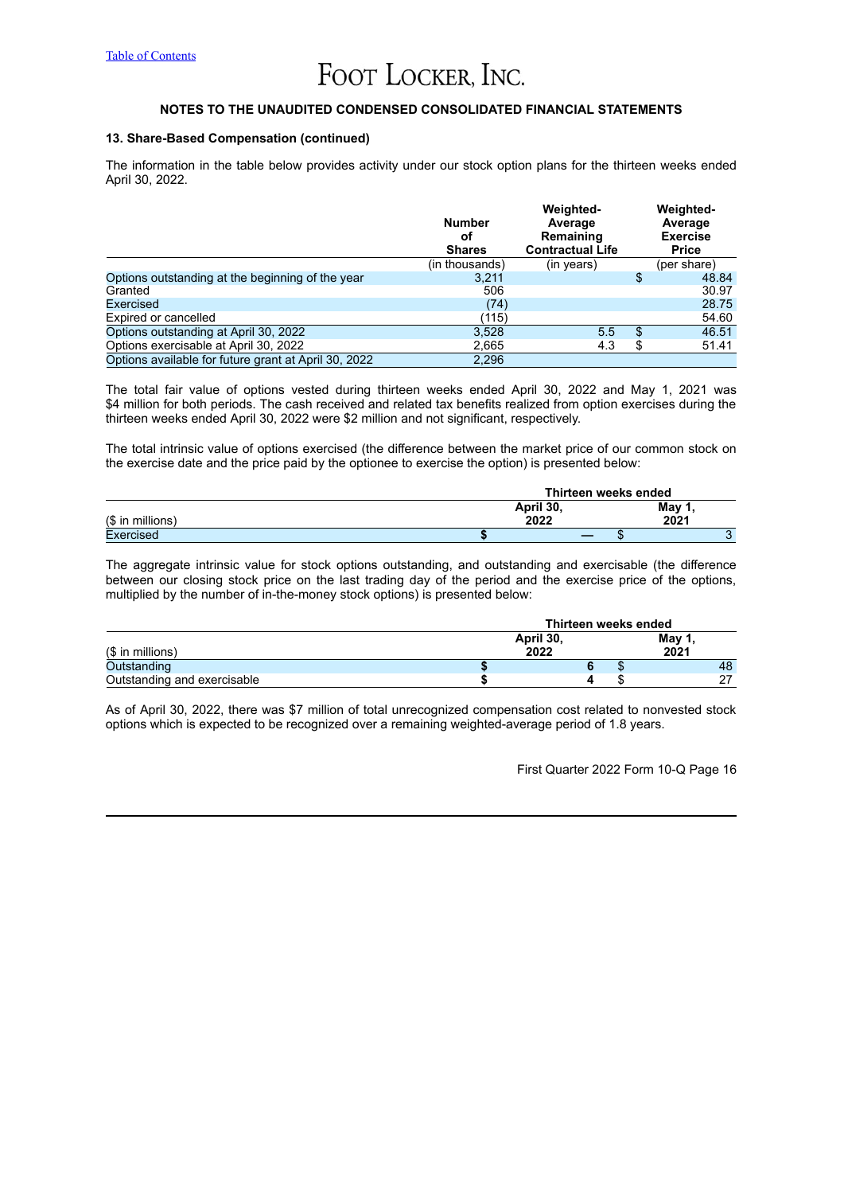**NOTES TO THE UNAUDITED CONDENSED CONSOLIDATED FINANCIAL STATEMENTS**

**13. Share-Based Compensation (continued)**

The information in the table below provides activity under our stock option plans for the thirteen weeks ended April 30, 2022.

| | Number of Shares | Weighted-Average Remaining Contractual Life | Weighted-Average Exercise Price |
|---|---|---|---|
| | (in thousands) | (in years) | (per share) |
| Options outstanding at the beginning of the year | 3,211 | | $ 48.84 |
| Granted | 506 | | 30.97 |
| Exercised | (74) | | 28.75 |
| Expired or cancelled | (115) | | 54.60 |
| Options outstanding at April 30, 2022 | 3,528 | 5.5 | $ 46.51 |
| Options exercisable at April 30, 2022 | 2,665 | 4.3 | $ 51.41 |
| Options available for future grant at April 30, 2022 | 2,296 | | |

The total fair value of options vested during thirteen weeks ended April 30, 2022 and May 1, 2021 was $4 million for both periods. The cash received and related tax benefits realized from option exercises during the thirteen weeks ended April 30, 2022 were $2 million and not significant, respectively.

The total intrinsic value of options exercised (the difference between the market price of our common stock on the exercise date and the price paid by the optionee to exercise the option) is presented below:

| | Thirteen weeks ended | |
|---|---|---|
| ($ in millions) | **April 30, 2022** | **May 1, 2021** |
| Exercised | **$ —** | $ 3 |

The aggregate intrinsic value for stock options outstanding, and outstanding and exercisable (the difference between our closing stock price on the last trading day of the period and the exercise price of the options, multiplied by the number of in-the-money stock options) is presented below:

| | Thirteen weeks ended | |
|---|---|---|
| ($ in millions) | **April 30, 2022** | **May 1, 2021** |
| Outstanding | **$ 6** | $ 48 |
| Outstanding and exercisable | **$ 4** | $ 27 |

As of April 30, 2022, there was $7 million of total unrecognized compensation cost related to nonvested stock options which is expected to be recognized over a remaining weighted-average period of 1.8 years.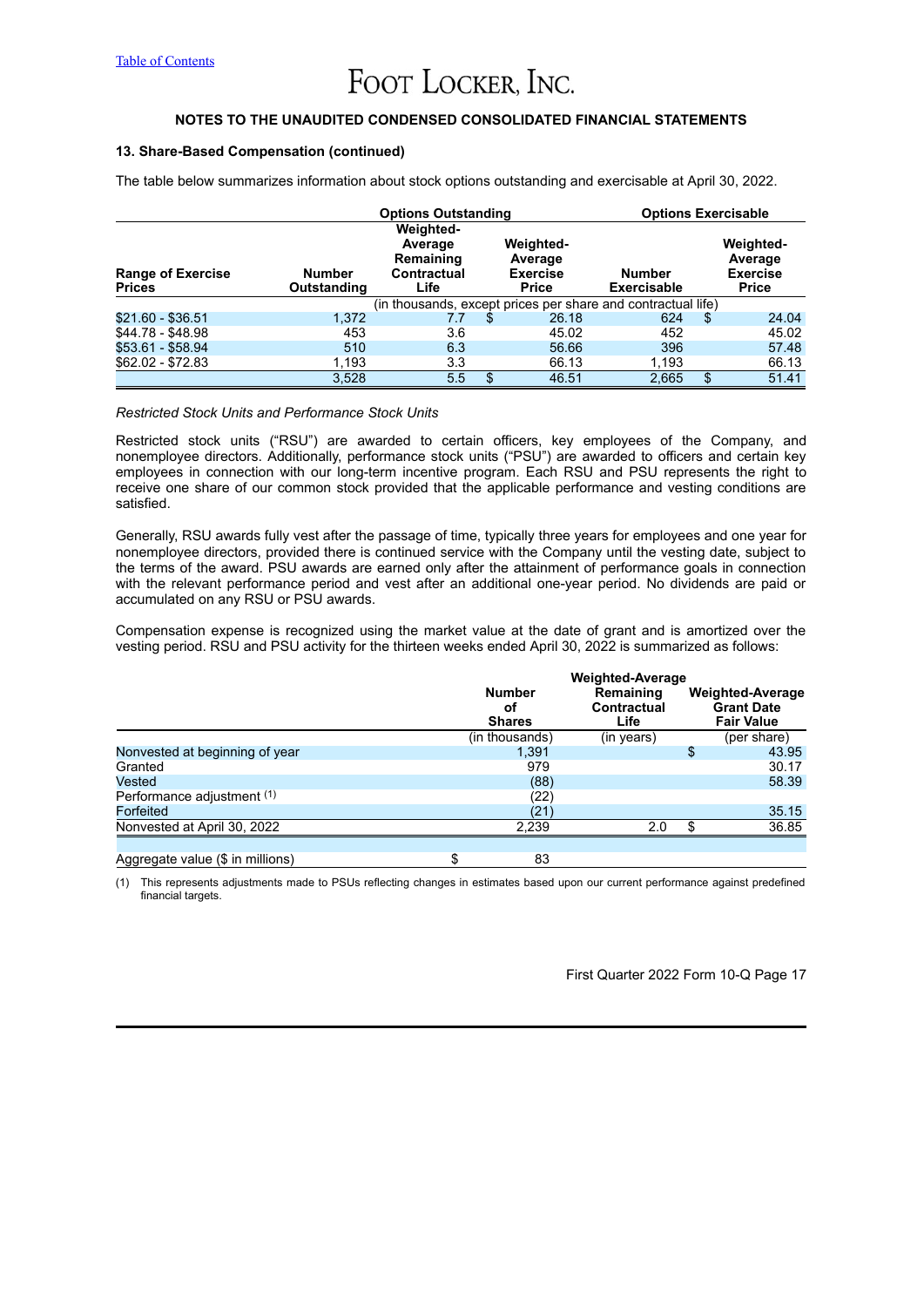## NOTES TO THE UNAUDITED CONDENSED CONSOLIDATED FINANCIAL STATEMENTS

### 13. Share-Based Compensation (continued)

The table below summarizes information about stock options outstanding and exercisable at April 30, 2022.

| | Options Outstanding | | | Options Exercisable | |
|---|---|---|---|---|---|
| **Range of Exercise Prices** | **Number Outstanding** | **Weighted-Average Remaining Contractual Life** | **Weighted-Average Exercise Price** | **Number Exercisable** | **Weighted-Average Exercise Price** |
| | (in thousands, except prices per share and contractual life) | | | | |
| $21.60 - $36.51 | 1,372 | 7.7 | $ 26.18 | 624 | $ 24.04 |
| $44.78 - $48.98 | 453 | 3.6 | 45.02 | 452 | 45.02 |
| $53.61 - $58.94 | 510 | 6.3 | 56.66 | 396 | 57.48 |
| $62.02 - $72.83 | 1,193 | 3.3 | 66.13 | 1,193 | 66.13 |
| | 3,528 | 5.5 | $ 46.51 | 2,665 | $ 51.41 |

*Restricted Stock Units and Performance Stock Units*

Restricted stock units ("RSU") are awarded to certain officers, key employees of the Company, and nonemployee directors. Additionally, performance stock units ("PSU") are awarded to officers and certain key employees in connection with our long-term incentive program. Each RSU and PSU represents the right to receive one share of our common stock provided that the applicable performance and vesting conditions are satisfied.

Generally, RSU awards fully vest after the passage of time, typically three years for employees and one year for nonemployee directors, provided there is continued service with the Company until the vesting date, subject to the terms of the award. PSU awards are earned only after the attainment of performance goals in connection with the relevant performance period and vest after an additional one-year period. No dividends are paid or accumulated on any RSU or PSU awards.

Compensation expense is recognized using the market value at the date of grant and is amortized over the vesting period. RSU and PSU activity for the thirteen weeks ended April 30, 2022 is summarized as follows:

| | Number of Shares | Weighted-Average Remaining Contractual Life | Weighted-Average Grant Date Fair Value |
|---|---|---|---|
| | (in thousands) | (in years) | (per share) |
| Nonvested at beginning of year | 1,391 | | $ 43.95 |
| Granted | 979 | | 30.17 |
| Vested | (88) | | 58.39 |
| Performance adjustment (1) | (22) | | |
| Forfeited | (21) | | 35.15 |
| Nonvested at April 30, 2022 | 2,239 | 2.0 | $ 36.85 |
| | | | |
| Aggregate value ($ in millions) | $ 83 | | |

(1) This represents adjustments made to PSUs reflecting changes in estimates based upon our current performance against predefined financial targets.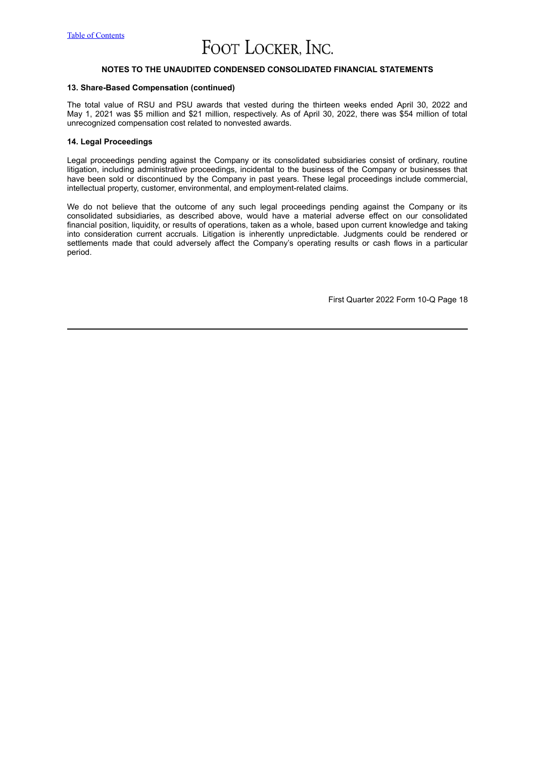## NOTES TO THE UNAUDITED CONDENSED CONSOLIDATED FINANCIAL STATEMENTS

### 13. Share-Based Compensation (continued)

The total value of RSU and PSU awards that vested during the thirteen weeks ended April 30, 2022 and May 1, 2021 was $5 million and $21 million, respectively. As of April 30, 2022, there was $54 million of total unrecognized compensation cost related to nonvested awards.

### 14. Legal Proceedings

Legal proceedings pending against the Company or its consolidated subsidiaries consist of ordinary, routine litigation, including administrative proceedings, incidental to the business of the Company or businesses that have been sold or discontinued by the Company in past years. These legal proceedings include commercial, intellectual property, customer, environmental, and employment-related claims.

We do not believe that the outcome of any such legal proceedings pending against the Company or its consolidated subsidiaries, as described above, would have a material adverse effect on our consolidated financial position, liquidity, or results of operations, taken as a whole, based upon current knowledge and taking into consideration current accruals. Litigation is inherently unpredictable. Judgments could be rendered or settlements made that could adversely affect the Company's operating results or cash flows in a particular period.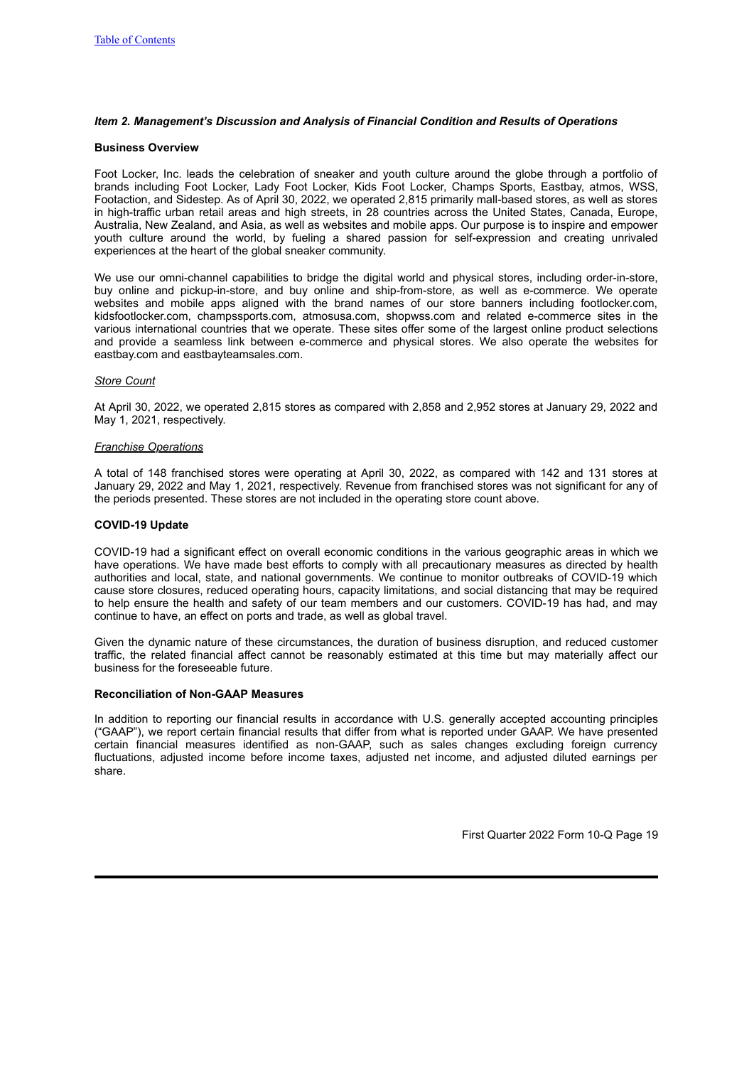### *Item 2. Management's Discussion and Analysis of Financial Condition and Results of Operations*

**Business Overview**

Foot Locker, Inc. leads the celebration of sneaker and youth culture around the globe through a portfolio of brands including Foot Locker, Lady Foot Locker, Kids Foot Locker, Champs Sports, Eastbay, atmos, WSS, Footaction, and Sidestep. As of April 30, 2022, we operated 2,815 primarily mall-based stores, as well as stores in high-traffic urban retail areas and high streets, in 28 countries across the United States, Canada, Europe, Australia, New Zealand, and Asia, as well as websites and mobile apps. Our purpose is to inspire and empower youth culture around the world, by fueling a shared passion for self-expression and creating unrivaled experiences at the heart of the global sneaker community.

We use our omni-channel capabilities to bridge the digital world and physical stores, including order-in-store, buy online and pickup-in-store, and buy online and ship-from-store, as well as e-commerce. We operate websites and mobile apps aligned with the brand names of our store banners including footlocker.com, kidsfootlocker.com, champssports.com, atmosusa.com, shopwss.com and related e-commerce sites in the various international countries that we operate. These sites offer some of the largest online product selections and provide a seamless link between e-commerce and physical stores. We also operate the websites for eastbay.com and eastbayteamsales.com.

*Store Count*

At April 30, 2022, we operated 2,815 stores as compared with 2,858 and 2,952 stores at January 29, 2022 and May 1, 2021, respectively.

*Franchise Operations*

A total of 148 franchised stores were operating at April 30, 2022, as compared with 142 and 131 stores at January 29, 2022 and May 1, 2021, respectively. Revenue from franchised stores was not significant for any of the periods presented. These stores are not included in the operating store count above.

**COVID-19 Update**

COVID-19 had a significant effect on overall economic conditions in the various geographic areas in which we have operations. We have made best efforts to comply with all precautionary measures as directed by health authorities and local, state, and national governments. We continue to monitor outbreaks of COVID-19 which cause store closures, reduced operating hours, capacity limitations, and social distancing that may be required to help ensure the health and safety of our team members and our customers. COVID-19 has had, and may continue to have, an effect on ports and trade, as well as global travel.

Given the dynamic nature of these circumstances, the duration of business disruption, and reduced customer traffic, the related financial affect cannot be reasonably estimated at this time but may materially affect our business for the foreseeable future.

**Reconciliation of Non-GAAP Measures**

In addition to reporting our financial results in accordance with U.S. generally accepted accounting principles ("GAAP"), we report certain financial results that differ from what is reported under GAAP. We have presented certain financial measures identified as non-GAAP, such as sales changes excluding foreign currency fluctuations, adjusted income before income taxes, adjusted net income, and adjusted diluted earnings per share.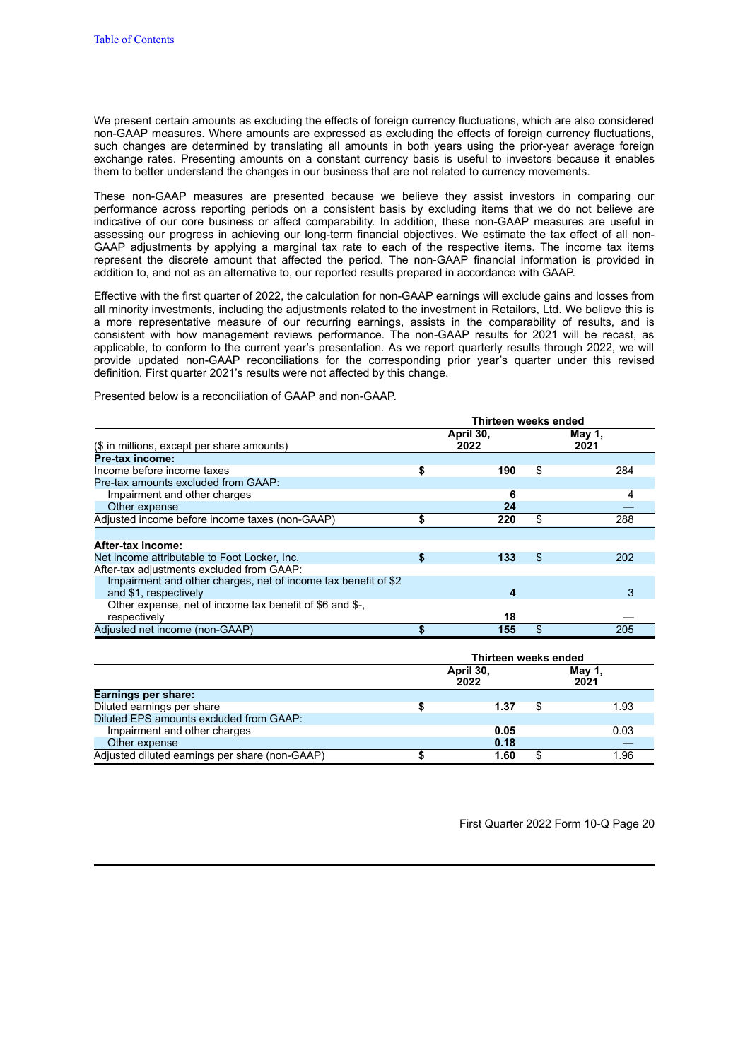We present certain amounts as excluding the effects of foreign currency fluctuations, which are also considered non-GAAP measures. Where amounts are expressed as excluding the effects of foreign currency fluctuations, such changes are determined by translating all amounts in both years using the prior-year average foreign exchange rates. Presenting amounts on a constant currency basis is useful to investors because it enables them to better understand the changes in our business that are not related to currency movements.

These non-GAAP measures are presented because we believe they assist investors in comparing our performance across reporting periods on a consistent basis by excluding items that we do not believe are indicative of our core business or affect comparability. In addition, these non-GAAP measures are useful in assessing our progress in achieving our long-term financial objectives. We estimate the tax effect of all non-GAAP adjustments by applying a marginal tax rate to each of the respective items. The income tax items represent the discrete amount that affected the period. The non-GAAP financial information is provided in addition to, and not as an alternative to, our reported results prepared in accordance with GAAP.

Effective with the first quarter of 2022, the calculation for non-GAAP earnings will exclude gains and losses from all minority investments, including the adjustments related to the investment in Retailors, Ltd. We believe this is a more representative measure of our recurring earnings, assists in the comparability of results, and is consistent with how management reviews performance. The non-GAAP results for 2021 will be recast, as applicable, to conform to the current year's presentation. As we report quarterly results through 2022, we will provide updated non-GAAP reconciliations for the corresponding prior year's quarter under this revised definition. First quarter 2021's results were not affected by this change.

Presented below is a reconciliation of GAAP and non-GAAP.

| | Thirteen weeks ended | |
|---|---|---|
| ($ in millions, except per share amounts) | **April 30, 2022** | **May 1, 2021** |
| **Pre-tax income:** | | |
| Income before income taxes | **$ 190** | $ 284 |
| Pre-tax amounts excluded from GAAP: | | |
| Impairment and other charges | **6** | 4 |
| Other expense | **24** | — |
| Adjusted income before income taxes (non-GAAP) | **$ 220** | $ 288 |
| | | |
| **After-tax income:** | | |
| Net income attributable to Foot Locker, Inc. | **$ 133** | $ 202 |
| After-tax adjustments excluded from GAAP: | | |
| Impairment and other charges, net of income tax benefit of $2 and $1, respectively | **4** | 3 |
| Other expense, net of income tax benefit of $6 and $-, respectively | **18** | — |
| Adjusted net income (non-GAAP) | **$ 155** | $ 205 |

| | Thirteen weeks ended | |
|---|---|---|
| | **April 30, 2022** | **May 1, 2021** |
| **Earnings per share:** | | |
| Diluted earnings per share | **$ 1.37** | $ 1.93 |
| Diluted EPS amounts excluded from GAAP: | | |
| Impairment and other charges | **0.05** | 0.03 |
| Other expense | **0.18** | — |
| Adjusted diluted earnings per share (non-GAAP) | **$ 1.60** | $ 1.96 |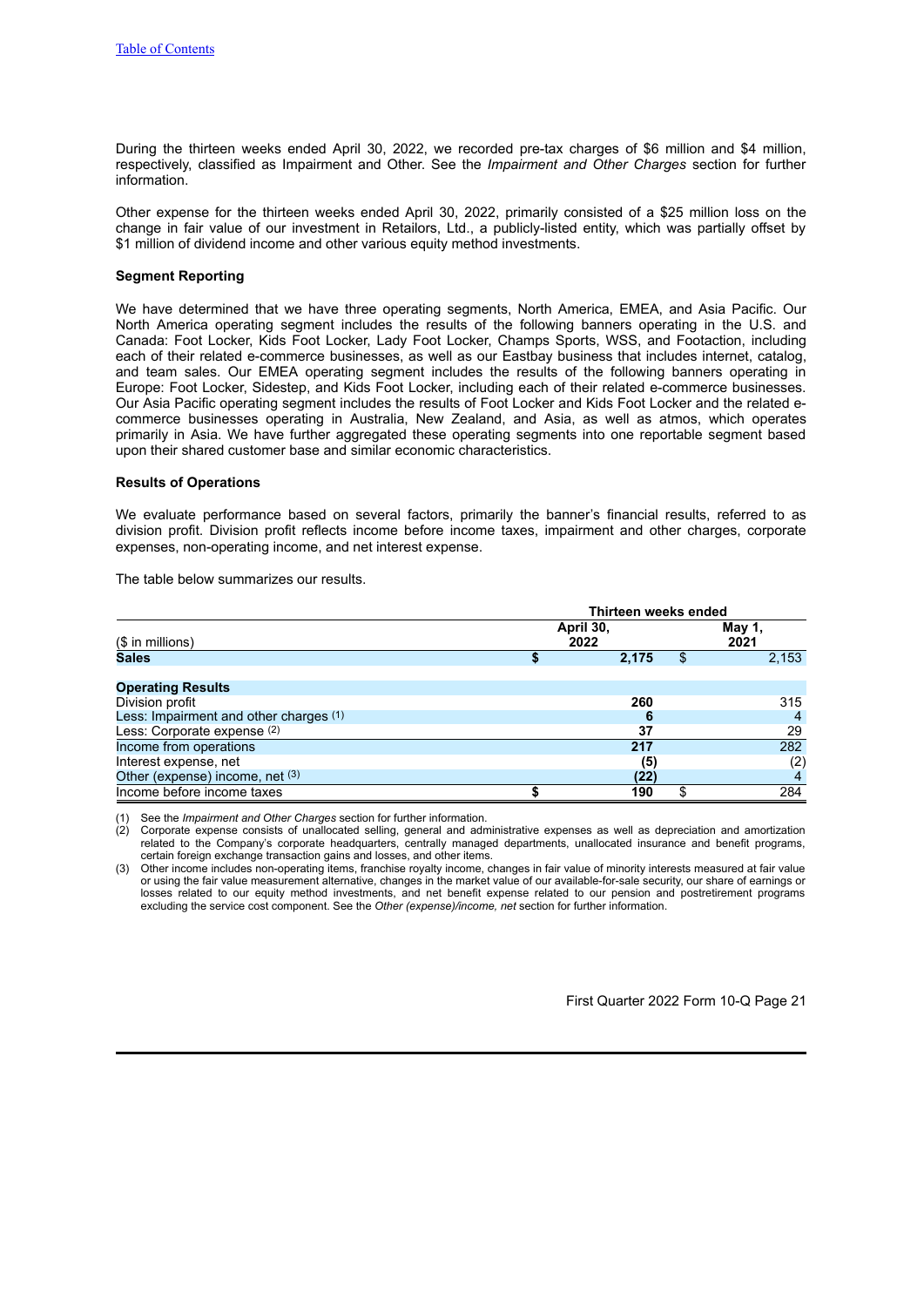During the thirteen weeks ended April 30, 2022, we recorded pre-tax charges of $6 million and $4 million, respectively, classified as Impairment and Other. See the *Impairment and Other Charges* section for further information.

Other expense for the thirteen weeks ended April 30, 2022, primarily consisted of a $25 million loss on the change in fair value of our investment in Retailors, Ltd., a publicly-listed entity, which was partially offset by $1 million of dividend income and other various equity method investments.

**Segment Reporting**

We have determined that we have three operating segments, North America, EMEA, and Asia Pacific. Our North America operating segment includes the results of the following banners operating in the U.S. and Canada: Foot Locker, Kids Foot Locker, Lady Foot Locker, Champs Sports, WSS, and Footaction, including each of their related e-commerce businesses, as well as our Eastbay business that includes internet, catalog, and team sales. Our EMEA operating segment includes the results of the following banners operating in Europe: Foot Locker, Sidestep, and Kids Foot Locker, including each of their related e-commerce businesses. Our Asia Pacific operating segment includes the results of Foot Locker and Kids Foot Locker and the related e-commerce businesses operating in Australia, New Zealand, and Asia, as well as atmos, which operates primarily in Asia. We have further aggregated these operating segments into one reportable segment based upon their shared customer base and similar economic characteristics.

**Results of Operations**

We evaluate performance based on several factors, primarily the banner's financial results, referred to as division profit. Division profit reflects income before income taxes, impairment and other charges, corporate expenses, non-operating income, and net interest expense.

The table below summarizes our results.

| | Thirteen weeks ended | |
|---|---|---|
| ($ in millions) | April 30, 2022 | May 1, 2021 |
| **Sales** | **$ 2,175** | $ 2,153 |
| | | |
| **Operating Results** | | |
| Division profit | **260** | 315 |
| Less: Impairment and other charges (1) | **6** | 4 |
| Less: Corporate expense (2) | **37** | 29 |
| Income from operations | **217** | 282 |
| Interest expense, net | **(5)** | (2) |
| Other (expense) income, net (3) | **(22)** | 4 |
| Income before income taxes | **$ 190** | $ 284 |

(1) See the *Impairment and Other Charges* section for further information.

(2) Corporate expense consists of unallocated selling, general and administrative expenses as well as depreciation and amortization related to the Company's corporate headquarters, centrally managed departments, unallocated insurance and benefit programs, certain foreign exchange transaction gains and losses, and other items.

(3) Other income includes non-operating items, franchise royalty income, changes in fair value of minority interests measured at fair value or using the fair value measurement alternative, changes in the market value of our available-for-sale security, our share of earnings or losses related to our equity method investments, and net benefit expense related to our pension and postretirement programs excluding the service cost component. See the *Other (expense)/income, net* section for further information.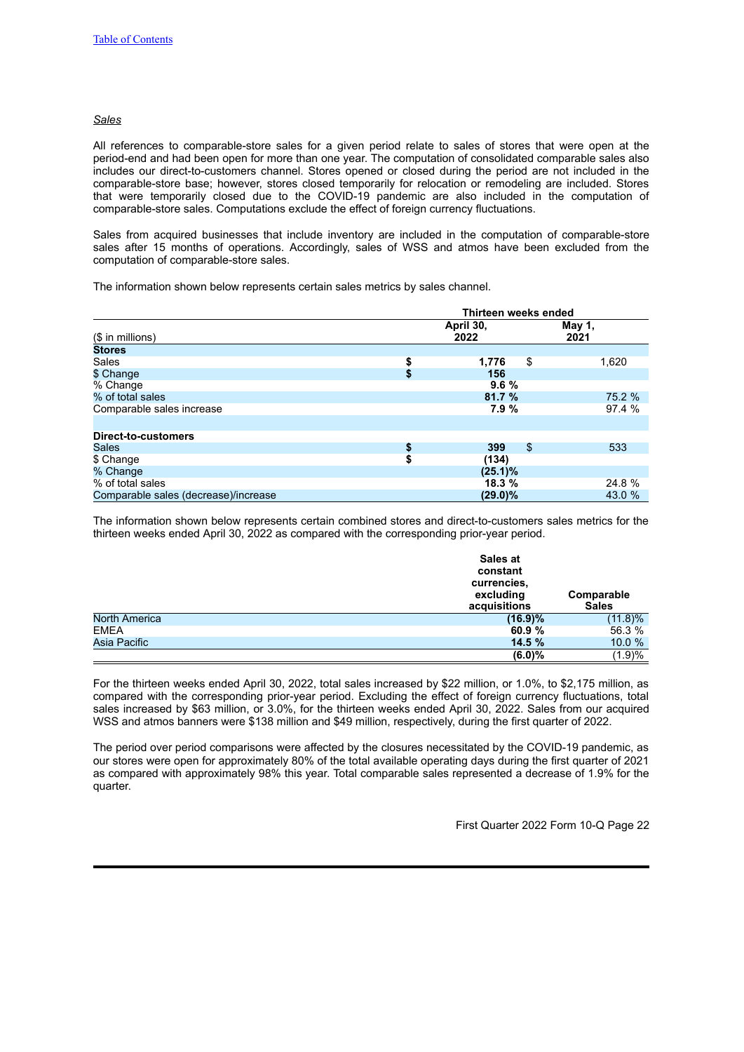*Sales*

All references to comparable-store sales for a given period relate to sales of stores that were open at the period-end and had been open for more than one year. The computation of consolidated comparable sales also includes our direct-to-customers channel. Stores opened or closed during the period are not included in the comparable-store base; however, stores closed temporarily for relocation or remodeling are included. Stores that were temporarily closed due to the COVID-19 pandemic are also included in the computation of comparable-store sales. Computations exclude the effect of foreign currency fluctuations.

Sales from acquired businesses that include inventory are included in the computation of comparable-store sales after 15 months of operations. Accordingly, sales of WSS and atmos have been excluded from the computation of comparable-store sales.

The information shown below represents certain sales metrics by sales channel.

| ($ in millions) | Thirteen weeks ended April 30, 2022 | Thirteen weeks ended May 1, 2021 |
|---|---|---|
| **Stores** | | |
| Sales | $ 1,776 | $ 1,620 |
| $ Change | $ 156 | |
| % Change | 9.6 % | |
| % of total sales | 81.7 % | 75.2 % |
| Comparable sales increase | 7.9 % | 97.4 % |
| | | |
| **Direct-to-customers** | | |
| Sales | $ 399 | $ 533 |
| $ Change | $ (134) | |
| % Change | (25.1)% | |
| % of total sales | 18.3 % | 24.8 % |
| Comparable sales (decrease)/increase | (29.0)% | 43.0 % |

The information shown below represents certain combined stores and direct-to-customers sales metrics for the thirteen weeks ended April 30, 2022 as compared with the corresponding prior-year period.

| | Sales at constant currencies, excluding acquisitions | Comparable Sales |
|---|---|---|
| North America | (16.9)% | (11.8)% |
| EMEA | 60.9 % | 56.3 % |
| Asia Pacific | 14.5 % | 10.0 % |
| | (6.0)% | (1.9)% |

For the thirteen weeks ended April 30, 2022, total sales increased by $22 million, or 1.0%, to $2,175 million, as compared with the corresponding prior-year period. Excluding the effect of foreign currency fluctuations, total sales increased by $63 million, or 3.0%, for the thirteen weeks ended April 30, 2022. Sales from our acquired WSS and atmos banners were $138 million and $49 million, respectively, during the first quarter of 2022.

The period over period comparisons were affected by the closures necessitated by the COVID-19 pandemic, as our stores were open for approximately 80% of the total available operating days during the first quarter of 2021 as compared with approximately 98% this year. Total comparable sales represented a decrease of 1.9% for the quarter.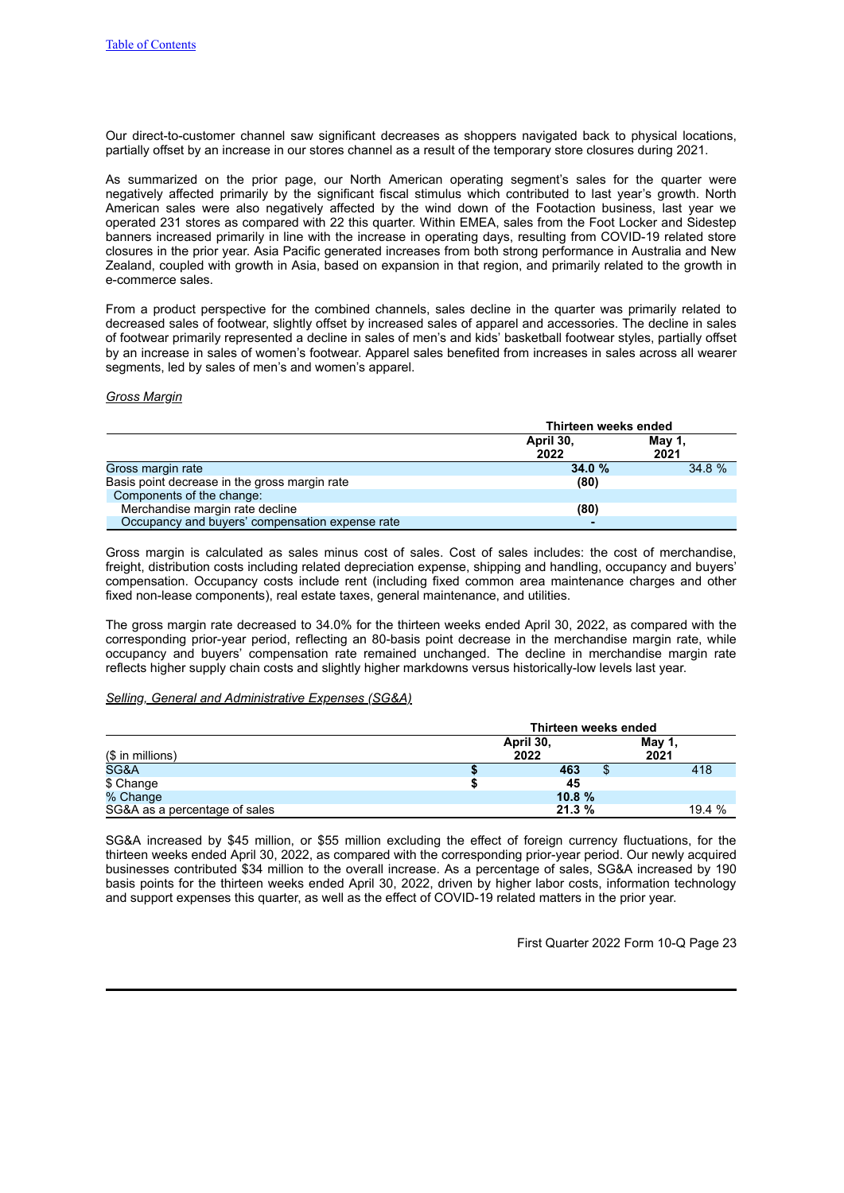Our direct-to-customer channel saw significant decreases as shoppers navigated back to physical locations, partially offset by an increase in our stores channel as a result of the temporary store closures during 2021.

As summarized on the prior page, our North American operating segment's sales for the quarter were negatively affected primarily by the significant fiscal stimulus which contributed to last year's growth. North American sales were also negatively affected by the wind down of the Footaction business, last year we operated 231 stores as compared with 22 this quarter. Within EMEA, sales from the Foot Locker and Sidestep banners increased primarily in line with the increase in operating days, resulting from COVID-19 related store closures in the prior year. Asia Pacific generated increases from both strong performance in Australia and New Zealand, coupled with growth in Asia, based on expansion in that region, and primarily related to the growth in e-commerce sales.

From a product perspective for the combined channels, sales decline in the quarter was primarily related to decreased sales of footwear, slightly offset by increased sales of apparel and accessories. The decline in sales of footwear primarily represented a decline in sales of men's and kids' basketball footwear styles, partially offset by an increase in sales of women's footwear. Apparel sales benefited from increases in sales across all wearer segments, led by sales of men's and women's apparel.

*Gross Margin*

| | Thirteen weeks ended | |
|---|---|---|
| | **April 30, 2022** | **May 1, 2021** |
| Gross margin rate | **34.0 %** | 34.8 % |
| Basis point decrease in the gross margin rate | **(80)** | |
| Components of the change: | | |
| Merchandise margin rate decline | **(80)** | |
| Occupancy and buyers' compensation expense rate | **-** | |

Gross margin is calculated as sales minus cost of sales. Cost of sales includes: the cost of merchandise, freight, distribution costs including related depreciation expense, shipping and handling, occupancy and buyers' compensation. Occupancy costs include rent (including fixed common area maintenance charges and other fixed non-lease components), real estate taxes, general maintenance, and utilities.

The gross margin rate decreased to 34.0% for the thirteen weeks ended April 30, 2022, as compared with the corresponding prior-year period, reflecting an 80-basis point decrease in the merchandise margin rate, while occupancy and buyers' compensation rate remained unchanged. The decline in merchandise margin rate reflects higher supply chain costs and slightly higher markdowns versus historically-low levels last year.

*Selling, General and Administrative Expenses (SG&A)*

| | Thirteen weeks ended | |
|---|---|---|
| ($ in millions) | **April 30, 2022** | **May 1, 2021** |
| SG&A | **$ 463** | $ 418 |
| $ Change | **$ 45** | |
| % Change | **10.8 %** | |
| SG&A as a percentage of sales | **21.3 %** | 19.4 % |

SG&A increased by $45 million, or $55 million excluding the effect of foreign currency fluctuations, for the thirteen weeks ended April 30, 2022, as compared with the corresponding prior-year period. Our newly acquired businesses contributed $34 million to the overall increase. As a percentage of sales, SG&A increased by 190 basis points for the thirteen weeks ended April 30, 2022, driven by higher labor costs, information technology and support expenses this quarter, as well as the effect of COVID-19 related matters in the prior year.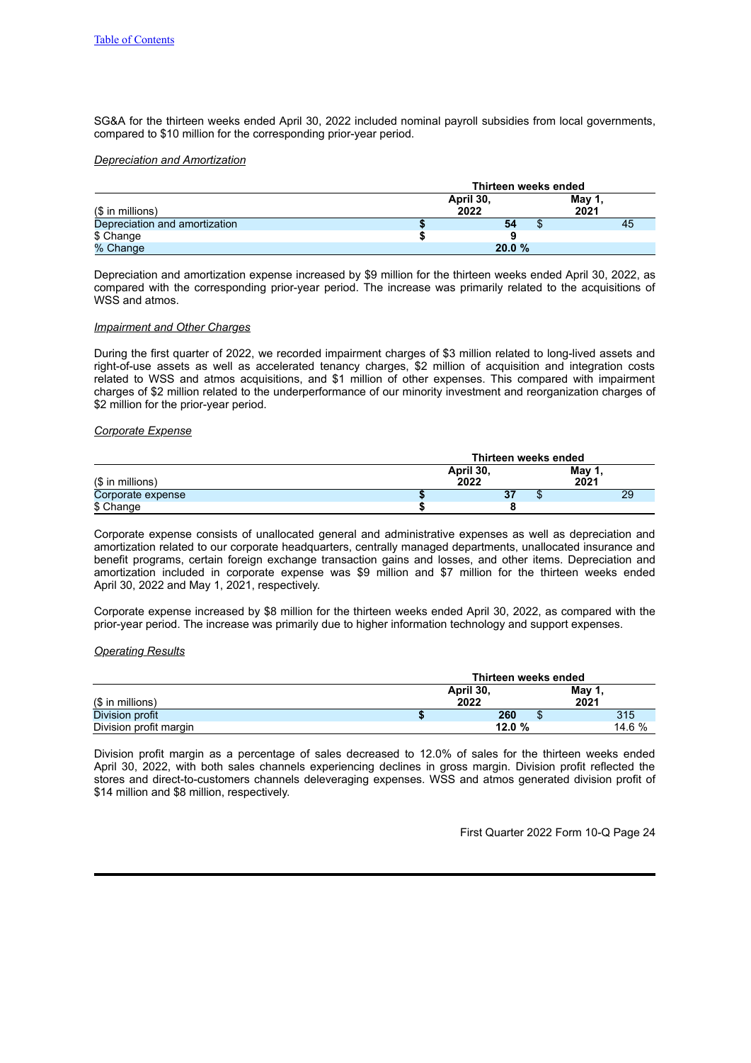SG&A for the thirteen weeks ended April 30, 2022 included nominal payroll subsidies from local governments, compared to $10 million for the corresponding prior-year period.

*Depreciation and Amortization*

| | Thirteen weeks ended | |
|---|---|---|
| ($ in millions) | April 30, 2022 | May 1, 2021 |
| Depreciation and amortization | **$ 54** | $ 45 |
| $ Change | **$ 9** | |
| % Change | **20.0 %** | |

Depreciation and amortization expense increased by $9 million for the thirteen weeks ended April 30, 2022, as compared with the corresponding prior-year period. The increase was primarily related to the acquisitions of WSS and atmos.

*Impairment and Other Charges*

During the first quarter of 2022, we recorded impairment charges of $3 million related to long-lived assets and right-of-use assets as well as accelerated tenancy charges, $2 million of acquisition and integration costs related to WSS and atmos acquisitions, and $1 million of other expenses. This compared with impairment charges of $2 million related to the underperformance of our minority investment and reorganization charges of $2 million for the prior-year period.

*Corporate Expense*

| | Thirteen weeks ended | |
|---|---|---|
| ($ in millions) | April 30, 2022 | May 1, 2021 |
| Corporate expense | **$ 37** | $ 29 |
| $ Change | **$ 8** | |

Corporate expense consists of unallocated general and administrative expenses as well as depreciation and amortization related to our corporate headquarters, centrally managed departments, unallocated insurance and benefit programs, certain foreign exchange transaction gains and losses, and other items. Depreciation and amortization included in corporate expense was $9 million and $7 million for the thirteen weeks ended April 30, 2022 and May 1, 2021, respectively.

Corporate expense increased by $8 million for the thirteen weeks ended April 30, 2022, as compared with the prior-year period. The increase was primarily due to higher information technology and support expenses.

*Operating Results*

| | Thirteen weeks ended | |
|---|---|---|
| ($ in millions) | April 30, 2022 | May 1, 2021 |
| Division profit | **$ 260** | $ 315 |
| Division profit margin | **12.0 %** | 14.6 % |

Division profit margin as a percentage of sales decreased to 12.0% of sales for the thirteen weeks ended April 30, 2022, with both sales channels experiencing declines in gross margin. Division profit reflected the stores and direct-to-customers channels deleveraging expenses. WSS and atmos generated division profit of $14 million and $8 million, respectively.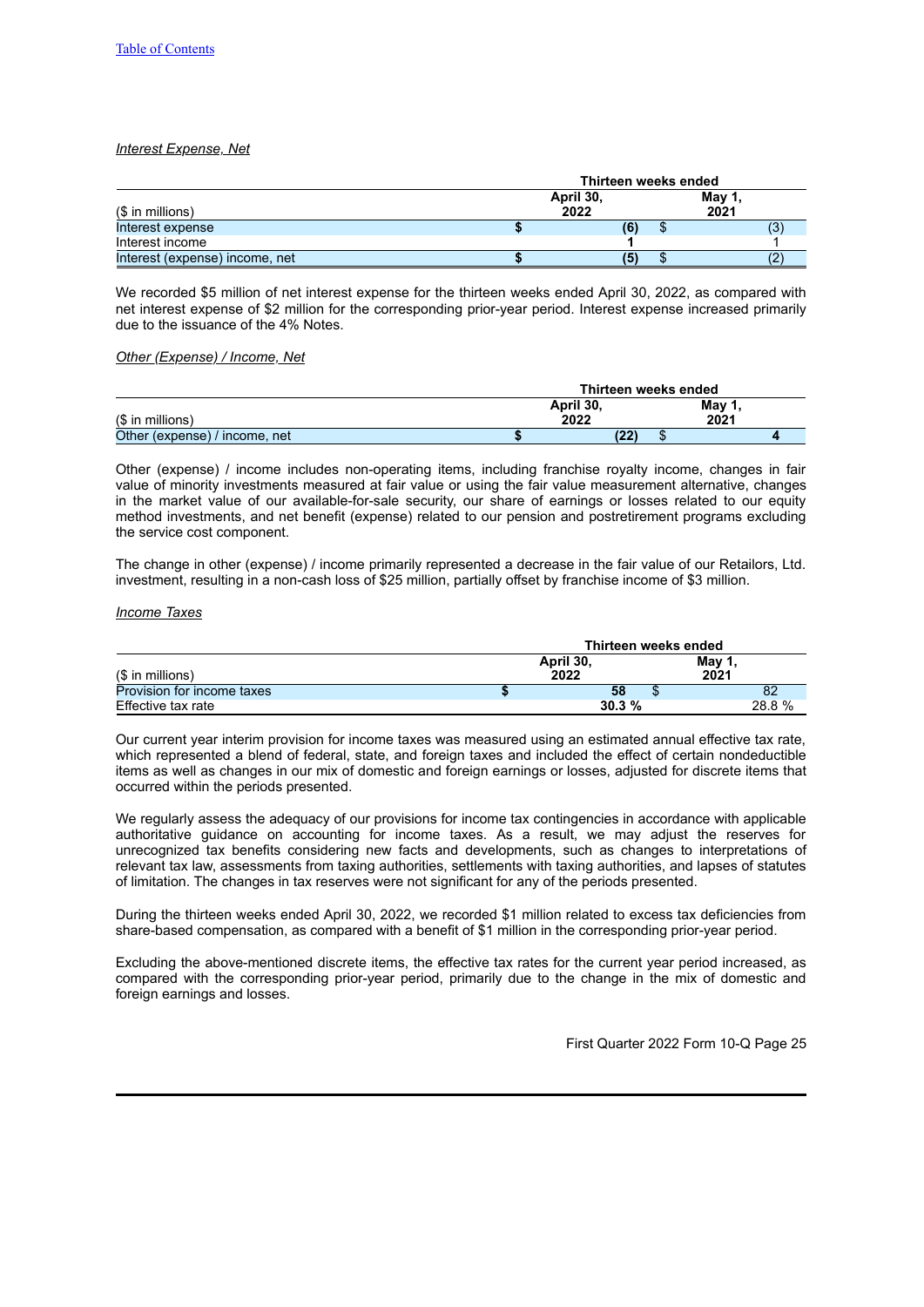*Interest Expense, Net*

| ($ in millions) | Thirteen weeks ended April 30, 2022 | Thirteen weeks ended May 1, 2021 |
|---|---|---|
| Interest expense | **$ (6)** | $ (3) |
| Interest income | **1** | 1 |
| Interest (expense) income, net | **$ (5)** | $ (2) |

We recorded $5 million of net interest expense for the thirteen weeks ended April 30, 2022, as compared with net interest expense of $2 million for the corresponding prior-year period. Interest expense increased primarily due to the issuance of the 4% Notes.

*Other (Expense) / Income, Net*

| ($ in millions) | Thirteen weeks ended April 30, 2022 | Thirteen weeks ended May 1, 2021 |
|---|---|---|
| Other (expense) / income, net | **$ (22)** | $ 4 |

Other (expense) / income includes non-operating items, including franchise royalty income, changes in fair value of minority investments measured at fair value or using the fair value measurement alternative, changes in the market value of our available-for-sale security, our share of earnings or losses related to our equity method investments, and net benefit (expense) related to our pension and postretirement programs excluding the service cost component.

The change in other (expense) / income primarily represented a decrease in the fair value of our Retailors, Ltd. investment, resulting in a non-cash loss of $25 million, partially offset by franchise income of $3 million.

*Income Taxes*

| ($ in millions) | Thirteen weeks ended April 30, 2022 | Thirteen weeks ended May 1, 2021 |
|---|---|---|
| Provision for income taxes | **$ 58** | $ 82 |
| Effective tax rate | **30.3 %** | 28.8 % |

Our current year interim provision for income taxes was measured using an estimated annual effective tax rate, which represented a blend of federal, state, and foreign taxes and included the effect of certain nondeductible items as well as changes in our mix of domestic and foreign earnings or losses, adjusted for discrete items that occurred within the periods presented.

We regularly assess the adequacy of our provisions for income tax contingencies in accordance with applicable authoritative guidance on accounting for income taxes. As a result, we may adjust the reserves for unrecognized tax benefits considering new facts and developments, such as changes to interpretations of relevant tax law, assessments from taxing authorities, settlements with taxing authorities, and lapses of statutes of limitation. The changes in tax reserves were not significant for any of the periods presented.

During the thirteen weeks ended April 30, 2022, we recorded $1 million related to excess tax deficiencies from share-based compensation, as compared with a benefit of $1 million in the corresponding prior-year period.

Excluding the above-mentioned discrete items, the effective tax rates for the current year period increased, as compared with the corresponding prior-year period, primarily due to the change in the mix of domestic and foreign earnings and losses.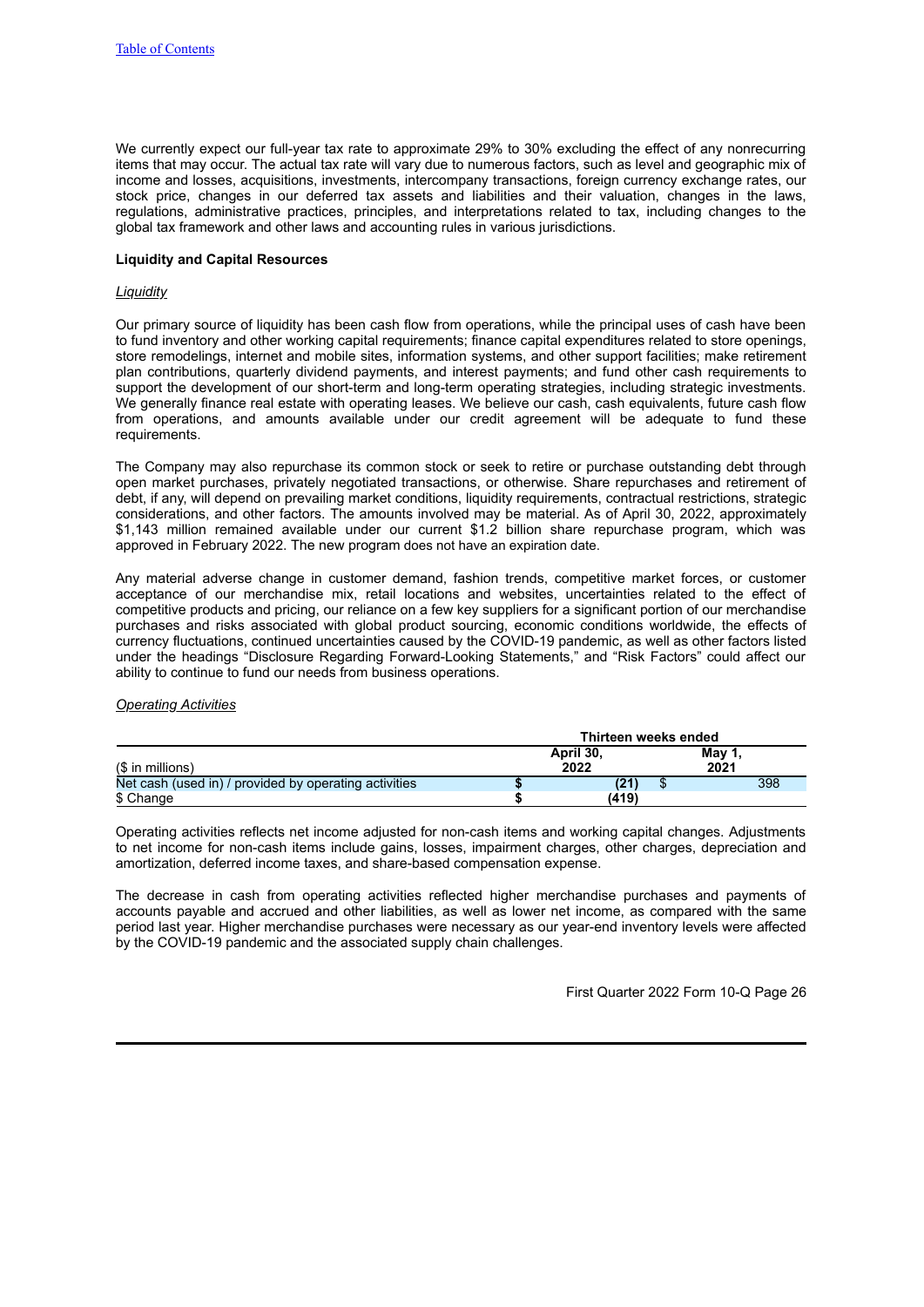We currently expect our full-year tax rate to approximate 29% to 30% excluding the effect of any nonrecurring items that may occur. The actual tax rate will vary due to numerous factors, such as level and geographic mix of income and losses, acquisitions, investments, intercompany transactions, foreign currency exchange rates, our stock price, changes in our deferred tax assets and liabilities and their valuation, changes in the laws, regulations, administrative practices, principles, and interpretations related to tax, including changes to the global tax framework and other laws and accounting rules in various jurisdictions.

**Liquidity and Capital Resources**

*Liquidity*

Our primary source of liquidity has been cash flow from operations, while the principal uses of cash have been to fund inventory and other working capital requirements; finance capital expenditures related to store openings, store remodelings, internet and mobile sites, information systems, and other support facilities; make retirement plan contributions, quarterly dividend payments, and interest payments; and fund other cash requirements to support the development of our short-term and long-term operating strategies, including strategic investments. We generally finance real estate with operating leases. We believe our cash, cash equivalents, future cash flow from operations, and amounts available under our credit agreement will be adequate to fund these requirements.

The Company may also repurchase its common stock or seek to retire or purchase outstanding debt through open market purchases, privately negotiated transactions, or otherwise. Share repurchases and retirement of debt, if any, will depend on prevailing market conditions, liquidity requirements, contractual restrictions, strategic considerations, and other factors. The amounts involved may be material. As of April 30, 2022, approximately $1,143 million remained available under our current $1.2 billion share repurchase program, which was approved in February 2022. The new program does not have an expiration date.

Any material adverse change in customer demand, fashion trends, competitive market forces, or customer acceptance of our merchandise mix, retail locations and websites, uncertainties related to the effect of competitive products and pricing, our reliance on a few key suppliers for a significant portion of our merchandise purchases and risks associated with global product sourcing, economic conditions worldwide, the effects of currency fluctuations, continued uncertainties caused by the COVID-19 pandemic, as well as other factors listed under the headings "Disclosure Regarding Forward-Looking Statements," and "Risk Factors" could affect our ability to continue to fund our needs from business operations.

*Operating Activities*

| | Thirteen weeks ended | |
|---|---|---|
| ($ in millions) | April 30, 2022 | May 1, 2021 |
| Net cash (used in) / provided by operating activities | $ (21) | $ 398 |
| $ Change | $ (419) | |

Operating activities reflects net income adjusted for non-cash items and working capital changes. Adjustments to net income for non-cash items include gains, losses, impairment charges, other charges, depreciation and amortization, deferred income taxes, and share-based compensation expense.

The decrease in cash from operating activities reflected higher merchandise purchases and payments of accounts payable and accrued and other liabilities, as well as lower net income, as compared with the same period last year. Higher merchandise purchases were necessary as our year-end inventory levels were affected by the COVID-19 pandemic and the associated supply chain challenges.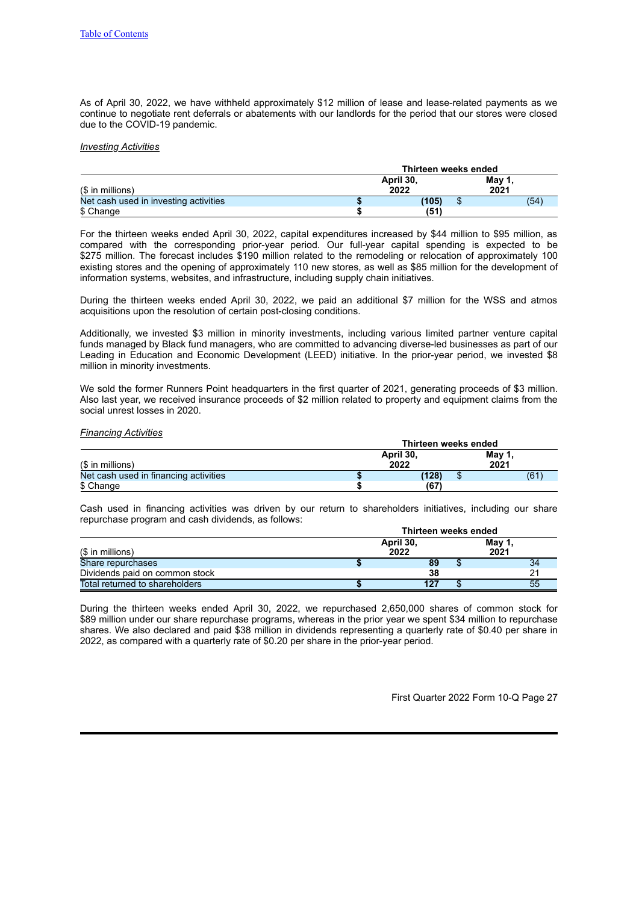As of April 30, 2022, we have withheld approximately $12 million of lease and lease-related payments as we continue to negotiate rent deferrals or abatements with our landlords for the period that our stores were closed due to the COVID-19 pandemic.

*Investing Activities*

| ($ in millions) | Thirteen weeks ended April 30, 2022 | Thirteen weeks ended May 1, 2021 |
|---|---|---|
| Net cash used in investing activities | $ (105) | $ (54) |
| $ Change | $ (51) | |

For the thirteen weeks ended April 30, 2022, capital expenditures increased by $44 million to $95 million, as compared with the corresponding prior-year period. Our full-year capital spending is expected to be $275 million. The forecast includes $190 million related to the remodeling or relocation of approximately 100 existing stores and the opening of approximately 110 new stores, as well as $85 million for the development of information systems, websites, and infrastructure, including supply chain initiatives.

During the thirteen weeks ended April 30, 2022, we paid an additional $7 million for the WSS and atmos acquisitions upon the resolution of certain post-closing conditions.

Additionally, we invested $3 million in minority investments, including various limited partner venture capital funds managed by Black fund managers, who are committed to advancing diverse-led businesses as part of our Leading in Education and Economic Development (LEED) initiative. In the prior-year period, we invested $8 million in minority investments.

We sold the former Runners Point headquarters in the first quarter of 2021, generating proceeds of $3 million. Also last year, we received insurance proceeds of $2 million related to property and equipment claims from the social unrest losses in 2020.

*Financing Activities*

| ($ in millions) | Thirteen weeks ended April 30, 2022 | Thirteen weeks ended May 1, 2021 |
|---|---|---|
| Net cash used in financing activities | $ (128) | $ (61) |
| $ Change | $ (67) | |

Cash used in financing activities was driven by our return to shareholders initiatives, including our share repurchase program and cash dividends, as follows:

| ($ in millions) | Thirteen weeks ended April 30, 2022 | Thirteen weeks ended May 1, 2021 |
|---|---|---|
| Share repurchases | $ 89 | $ 34 |
| Dividends paid on common stock | 38 | 21 |
| Total returned to shareholders | $ 127 | $ 55 |

During the thirteen weeks ended April 30, 2022, we repurchased 2,650,000 shares of common stock for $89 million under our share repurchase programs, whereas in the prior year we spent $34 million to repurchase shares. We also declared and paid $38 million in dividends representing a quarterly rate of $0.40 per share in 2022, as compared with a quarterly rate of $0.20 per share in the prior-year period.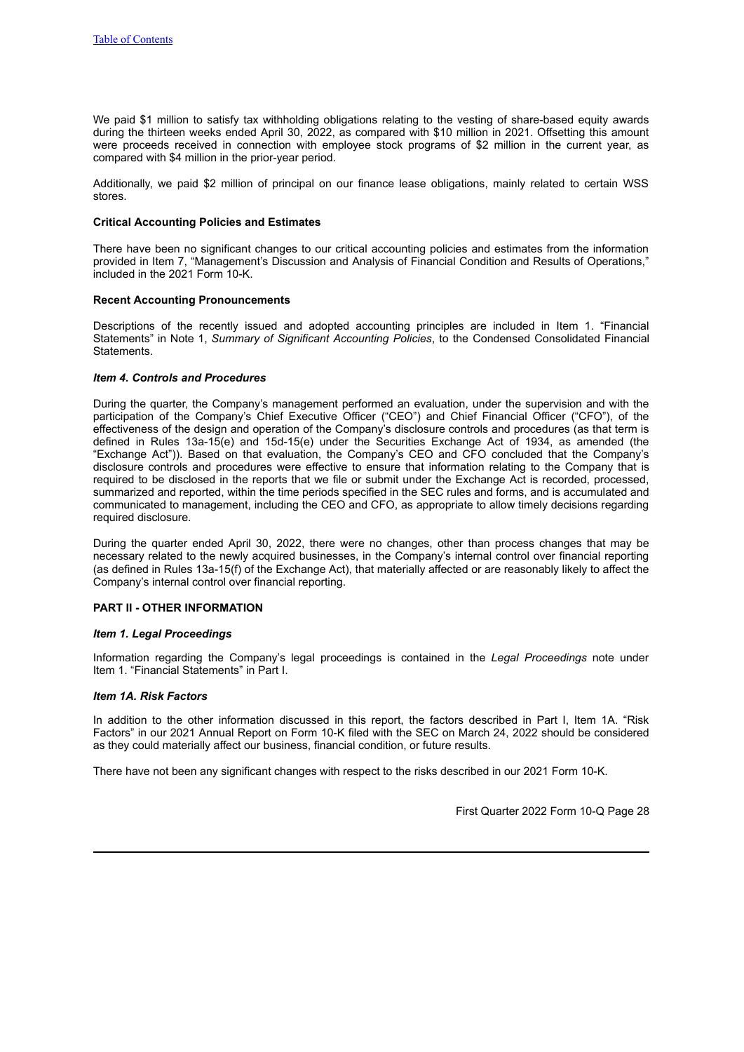We paid $1 million to satisfy tax withholding obligations relating to the vesting of share-based equity awards during the thirteen weeks ended April 30, 2022, as compared with $10 million in 2021. Offsetting this amount were proceeds received in connection with employee stock programs of $2 million in the current year, as compared with $4 million in the prior-year period.

Additionally, we paid $2 million of principal on our finance lease obligations, mainly related to certain WSS stores.

**Critical Accounting Policies and Estimates**

There have been no significant changes to our critical accounting policies and estimates from the information provided in Item 7, "Management's Discussion and Analysis of Financial Condition and Results of Operations," included in the 2021 Form 10-K.

**Recent Accounting Pronouncements**

Descriptions of the recently issued and adopted accounting principles are included in Item 1. "Financial Statements" in Note 1, *Summary of Significant Accounting Policies*, to the Condensed Consolidated Financial Statements.

### *Item 4. Controls and Procedures*

During the quarter, the Company's management performed an evaluation, under the supervision and with the participation of the Company's Chief Executive Officer ("CEO") and Chief Financial Officer ("CFO"), of the effectiveness of the design and operation of the Company's disclosure controls and procedures (as that term is defined in Rules 13a-15(e) and 15d-15(e) under the Securities Exchange Act of 1934, as amended (the "Exchange Act")). Based on that evaluation, the Company's CEO and CFO concluded that the Company's disclosure controls and procedures were effective to ensure that information relating to the Company that is required to be disclosed in the reports that we file or submit under the Exchange Act is recorded, processed, summarized and reported, within the time periods specified in the SEC rules and forms, and is accumulated and communicated to management, including the CEO and CFO, as appropriate to allow timely decisions regarding required disclosure.

During the quarter ended April 30, 2022, there were no changes, other than process changes that may be necessary related to the newly acquired businesses, in the Company's internal control over financial reporting (as defined in Rules 13a-15(f) of the Exchange Act), that materially affected or are reasonably likely to affect the Company's internal control over financial reporting.

## PART II - OTHER INFORMATION

### *Item 1. Legal Proceedings*

Information regarding the Company's legal proceedings is contained in the *Legal Proceedings* note under Item 1. "Financial Statements" in Part I.

### *Item 1A. Risk Factors*

In addition to the other information discussed in this report, the factors described in Part I, Item 1A. "Risk Factors" in our 2021 Annual Report on Form 10-K filed with the SEC on March 24, 2022 should be considered as they could materially affect our business, financial condition, or future results.

There have not been any significant changes with respect to the risks described in our 2021 Form 10-K.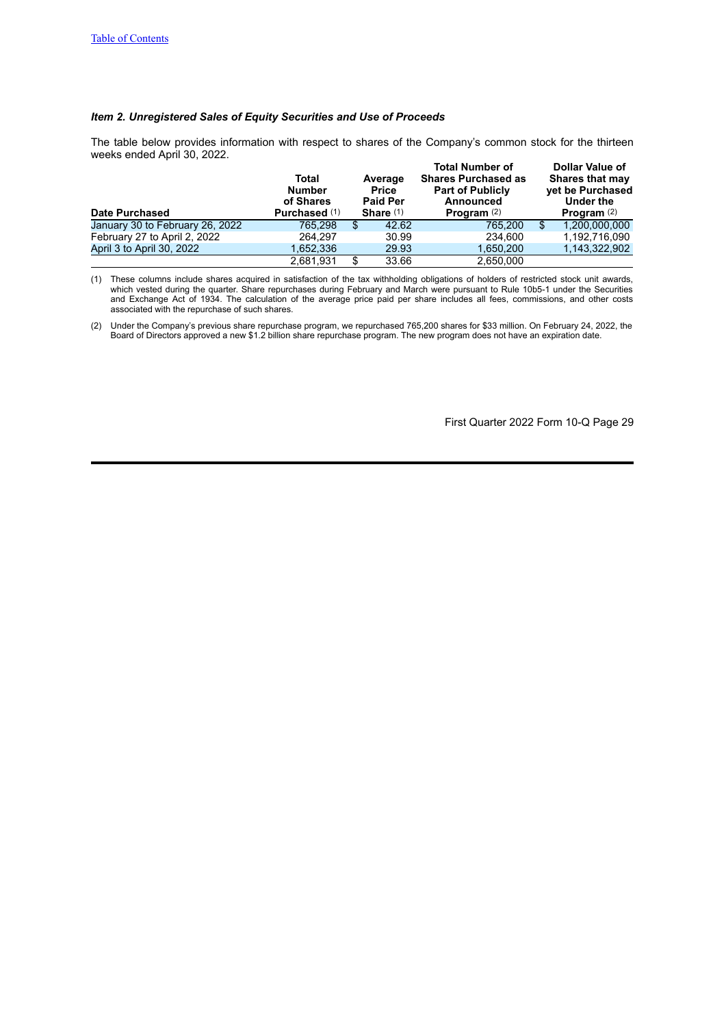### *Item 2. Unregistered Sales of Equity Securities and Use of Proceeds*

The table below provides information with respect to shares of the Company's common stock for the thirteen weeks ended April 30, 2022.

| Date Purchased | Total Number of Shares Purchased (1) | Average Price Paid Per Share (1) | Total Number of Shares Purchased as Part of Publicly Announced Program (2) | Dollar Value of Shares that may yet be Purchased Under the Program (2) |
|---|---|---|---|---|
| January 30 to February 26, 2022 | 765,298 | $ 42.62 | 765,200 | $ 1,200,000,000 |
| February 27 to April 2, 2022 | 264,297 | 30.99 | 234,600 | 1,192,716,090 |
| April 3 to April 30, 2022 | 1,652,336 | 29.93 | 1,650,200 | 1,143,322,902 |
| | 2,681,931 | $ 33.66 | 2,650,000 | |

(1) These columns include shares acquired in satisfaction of the tax withholding obligations of holders of restricted stock unit awards, which vested during the quarter. Share repurchases during February and March were pursuant to Rule 10b5-1 under the Securities and Exchange Act of 1934. The calculation of the average price paid per share includes all fees, commissions, and other costs associated with the repurchase of such shares.

(2) Under the Company's previous share repurchase program, we repurchased 765,200 shares for $33 million. On February 24, 2022, the Board of Directors approved a new $1.2 billion share repurchase program. The new program does not have an expiration date.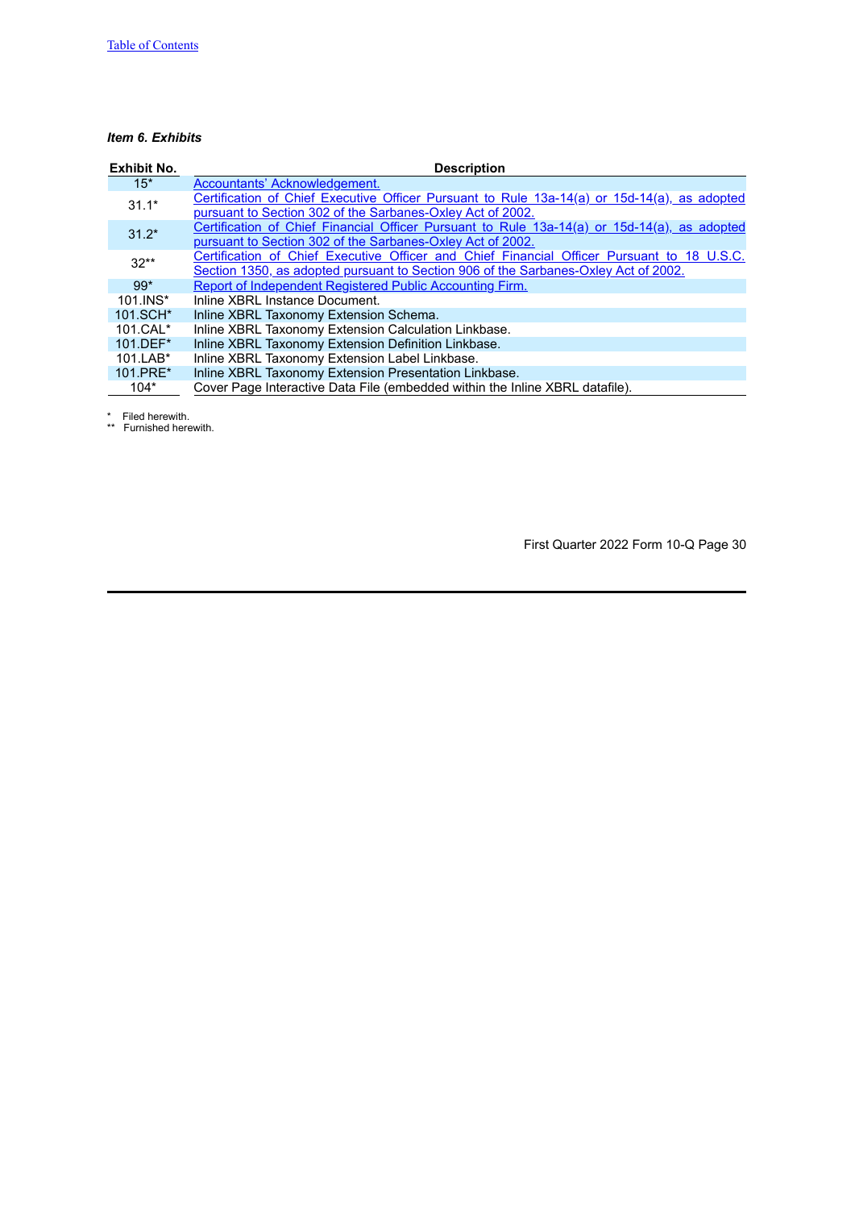***Item 6. Exhibits***

| Exhibit No. | Description |
|---|---|
| 15* | Accountants' Acknowledgement. |
| 31.1* | Certification of Chief Executive Officer Pursuant to Rule 13a-14(a) or 15d-14(a), as adopted pursuant to Section 302 of the Sarbanes-Oxley Act of 2002. |
| 31.2* | Certification of Chief Financial Officer Pursuant to Rule 13a-14(a) or 15d-14(a), as adopted pursuant to Section 302 of the Sarbanes-Oxley Act of 2002. |
| 32** | Certification of Chief Executive Officer and Chief Financial Officer Pursuant to 18 U.S.C. Section 1350, as adopted pursuant to Section 906 of the Sarbanes-Oxley Act of 2002. |
| 99* | Report of Independent Registered Public Accounting Firm. |
| 101.INS* | Inline XBRL Instance Document. |
| 101.SCH* | Inline XBRL Taxonomy Extension Schema. |
| 101.CAL* | Inline XBRL Taxonomy Extension Calculation Linkbase. |
| 101.DEF* | Inline XBRL Taxonomy Extension Definition Linkbase. |
| 101.LAB* | Inline XBRL Taxonomy Extension Label Linkbase. |
| 101.PRE* | Inline XBRL Taxonomy Extension Presentation Linkbase. |
| 104* | Cover Page Interactive Data File (embedded within the Inline XBRL datafile). |

\* Filed herewith.
\** Furnished herewith.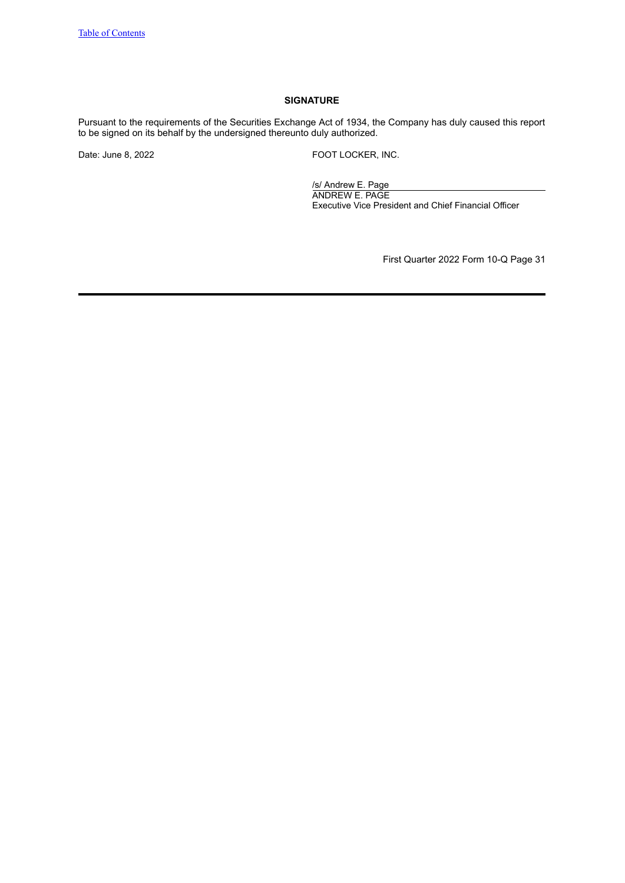## SIGNATURE

Pursuant to the requirements of the Securities Exchange Act of 1934, the Company has duly caused this report to be signed on its behalf by the undersigned thereunto duly authorized.

Date: June 8, 2022

FOOT LOCKER, INC.

/s/ Andrew E. Page
ANDREW E. PAGE
Executive Vice President and Chief Financial Officer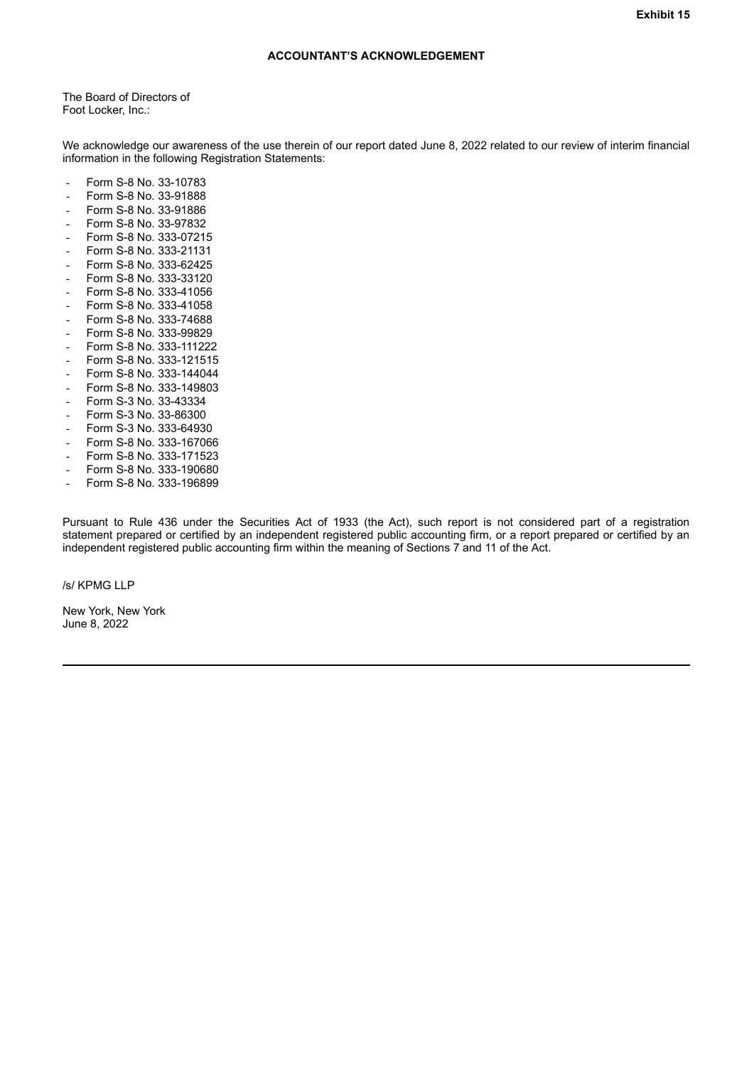Exhibit 15

**ACCOUNTANT'S ACKNOWLEDGEMENT**

The Board of Directors of
Foot Locker, Inc.:

We acknowledge our awareness of the use therein of our report dated June 8, 2022 related to our review of interim financial information in the following Registration Statements:

- Form S-8 No. 33-10783
- Form S-8 No. 33-91888
- Form S-8 No. 33-91886
- Form S-8 No. 33-97832
- Form S-8 No. 333-07215
- Form S-8 No. 333-21131
- Form S-8 No. 333-62425
- Form S-8 No. 333-33120
- Form S-8 No. 333-41056
- Form S-8 No. 333-41058
- Form S-8 No. 333-74688
- Form S-8 No. 333-99829
- Form S-8 No. 333-111222
- Form S-8 No. 333-121515
- Form S-8 No. 333-144044
- Form S-8 No. 333-149803
- Form S-3 No. 33-43334
- Form S-3 No. 33-86300
- Form S-3 No. 333-64930
- Form S-8 No. 333-167066
- Form S-8 No. 333-171523
- Form S-8 No. 333-190680
- Form S-8 No. 333-196899

Pursuant to Rule 436 under the Securities Act of 1933 (the Act), such report is not considered part of a registration statement prepared or certified by an independent registered public accounting firm, or a report prepared or certified by an independent registered public accounting firm within the meaning of Sections 7 and 11 of the Act.

/s/ KPMG LLP

New York, New York
June 8, 2022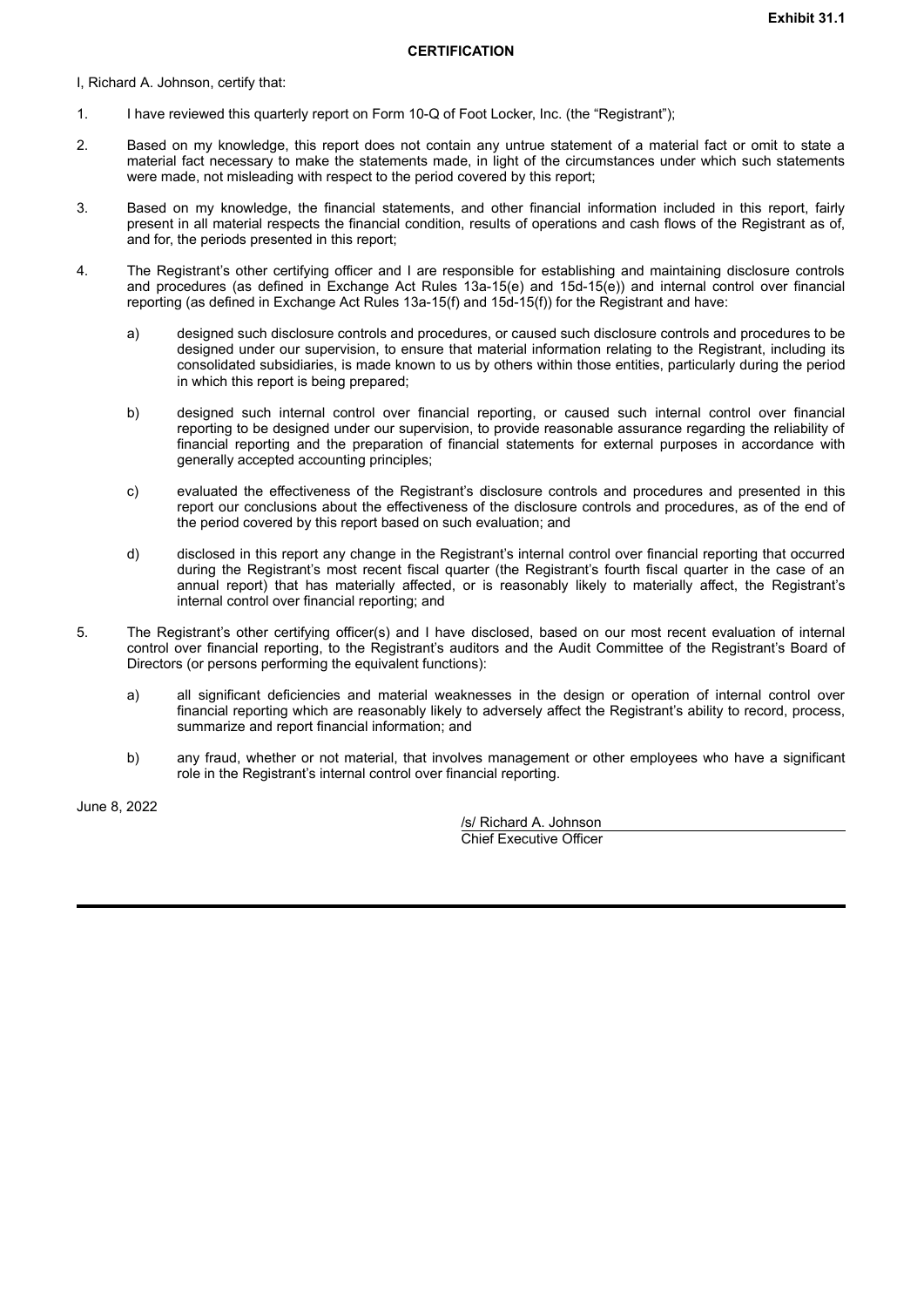**Exhibit 31.1**

**CERTIFICATION**

I, Richard A. Johnson, certify that:

1. I have reviewed this quarterly report on Form 10-Q of Foot Locker, Inc. (the "Registrant");

2. Based on my knowledge, this report does not contain any untrue statement of a material fact or omit to state a material fact necessary to make the statements made, in light of the circumstances under which such statements were made, not misleading with respect to the period covered by this report;

3. Based on my knowledge, the financial statements, and other financial information included in this report, fairly present in all material respects the financial condition, results of operations and cash flows of the Registrant as of, and for, the periods presented in this report;

4. The Registrant's other certifying officer and I are responsible for establishing and maintaining disclosure controls and procedures (as defined in Exchange Act Rules 13a-15(e) and 15d-15(e)) and internal control over financial reporting (as defined in Exchange Act Rules 13a-15(f) and 15d-15(f)) for the Registrant and have:

   a) designed such disclosure controls and procedures, or caused such disclosure controls and procedures to be designed under our supervision, to ensure that material information relating to the Registrant, including its consolidated subsidiaries, is made known to us by others within those entities, particularly during the period in which this report is being prepared;

   b) designed such internal control over financial reporting, or caused such internal control over financial reporting to be designed under our supervision, to provide reasonable assurance regarding the reliability of financial reporting and the preparation of financial statements for external purposes in accordance with generally accepted accounting principles;

   c) evaluated the effectiveness of the Registrant's disclosure controls and procedures and presented in this report our conclusions about the effectiveness of the disclosure controls and procedures, as of the end of the period covered by this report based on such evaluation; and

   d) disclosed in this report any change in the Registrant's internal control over financial reporting that occurred during the Registrant's most recent fiscal quarter (the Registrant's fourth fiscal quarter in the case of an annual report) that has materially affected, or is reasonably likely to materially affect, the Registrant's internal control over financial reporting; and

5. The Registrant's other certifying officer(s) and I have disclosed, based on our most recent evaluation of internal control over financial reporting, to the Registrant's auditors and the Audit Committee of the Registrant's Board of Directors (or persons performing the equivalent functions):

   a) all significant deficiencies and material weaknesses in the design or operation of internal control over financial reporting which are reasonably likely to adversely affect the Registrant's ability to record, process, summarize and report financial information; and

   b) any fraud, whether or not material, that involves management or other employees who have a significant role in the Registrant's internal control over financial reporting.

June 8, 2022

/s/ Richard A. Johnson
Chief Executive Officer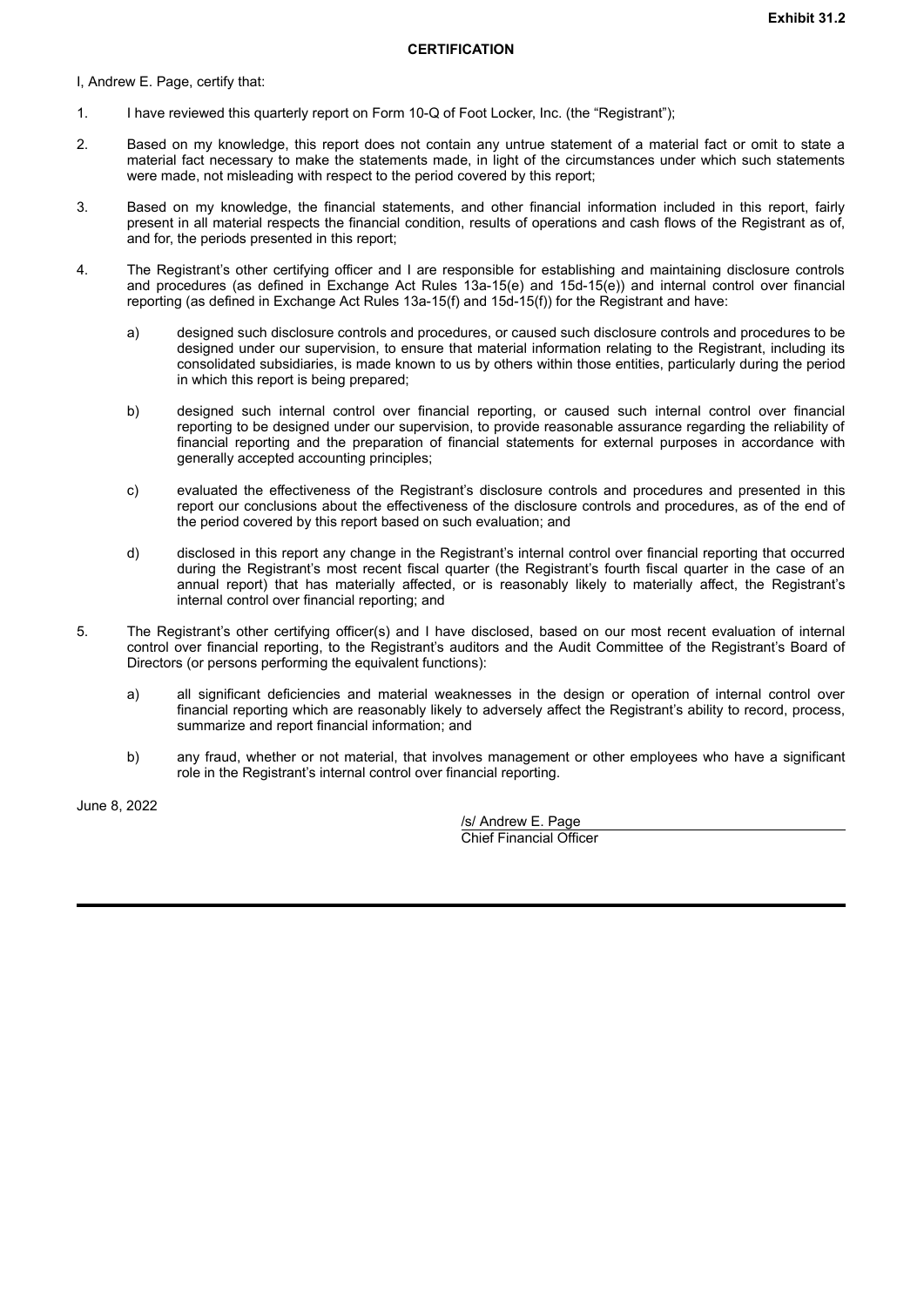**Exhibit 31.2**

**CERTIFICATION**

I, Andrew E. Page, certify that:

1. I have reviewed this quarterly report on Form 10-Q of Foot Locker, Inc. (the "Registrant");

2. Based on my knowledge, this report does not contain any untrue statement of a material fact or omit to state a material fact necessary to make the statements made, in light of the circumstances under which such statements were made, not misleading with respect to the period covered by this report;

3. Based on my knowledge, the financial statements, and other financial information included in this report, fairly present in all material respects the financial condition, results of operations and cash flows of the Registrant as of, and for, the periods presented in this report;

4. The Registrant's other certifying officer and I are responsible for establishing and maintaining disclosure controls and procedures (as defined in Exchange Act Rules 13a-15(e) and 15d-15(e)) and internal control over financial reporting (as defined in Exchange Act Rules 13a-15(f) and 15d-15(f)) for the Registrant and have:

   a) designed such disclosure controls and procedures, or caused such disclosure controls and procedures to be designed under our supervision, to ensure that material information relating to the Registrant, including its consolidated subsidiaries, is made known to us by others within those entities, particularly during the period in which this report is being prepared;

   b) designed such internal control over financial reporting, or caused such internal control over financial reporting to be designed under our supervision, to provide reasonable assurance regarding the reliability of financial reporting and the preparation of financial statements for external purposes in accordance with generally accepted accounting principles;

   c) evaluated the effectiveness of the Registrant's disclosure controls and procedures and presented in this report our conclusions about the effectiveness of the disclosure controls and procedures, as of the end of the period covered by this report based on such evaluation; and

   d) disclosed in this report any change in the Registrant's internal control over financial reporting that occurred during the Registrant's most recent fiscal quarter (the Registrant's fourth fiscal quarter in the case of an annual report) that has materially affected, or is reasonably likely to materially affect, the Registrant's internal control over financial reporting; and

5. The Registrant's other certifying officer(s) and I have disclosed, based on our most recent evaluation of internal control over financial reporting, to the Registrant's auditors and the Audit Committee of the Registrant's Board of Directors (or persons performing the equivalent functions):

   a) all significant deficiencies and material weaknesses in the design or operation of internal control over financial reporting which are reasonably likely to adversely affect the Registrant's ability to record, process, summarize and report financial information; and

   b) any fraud, whether or not material, that involves management or other employees who have a significant role in the Registrant's internal control over financial reporting.

June 8, 2022

/s/ Andrew E. Page
Chief Financial Officer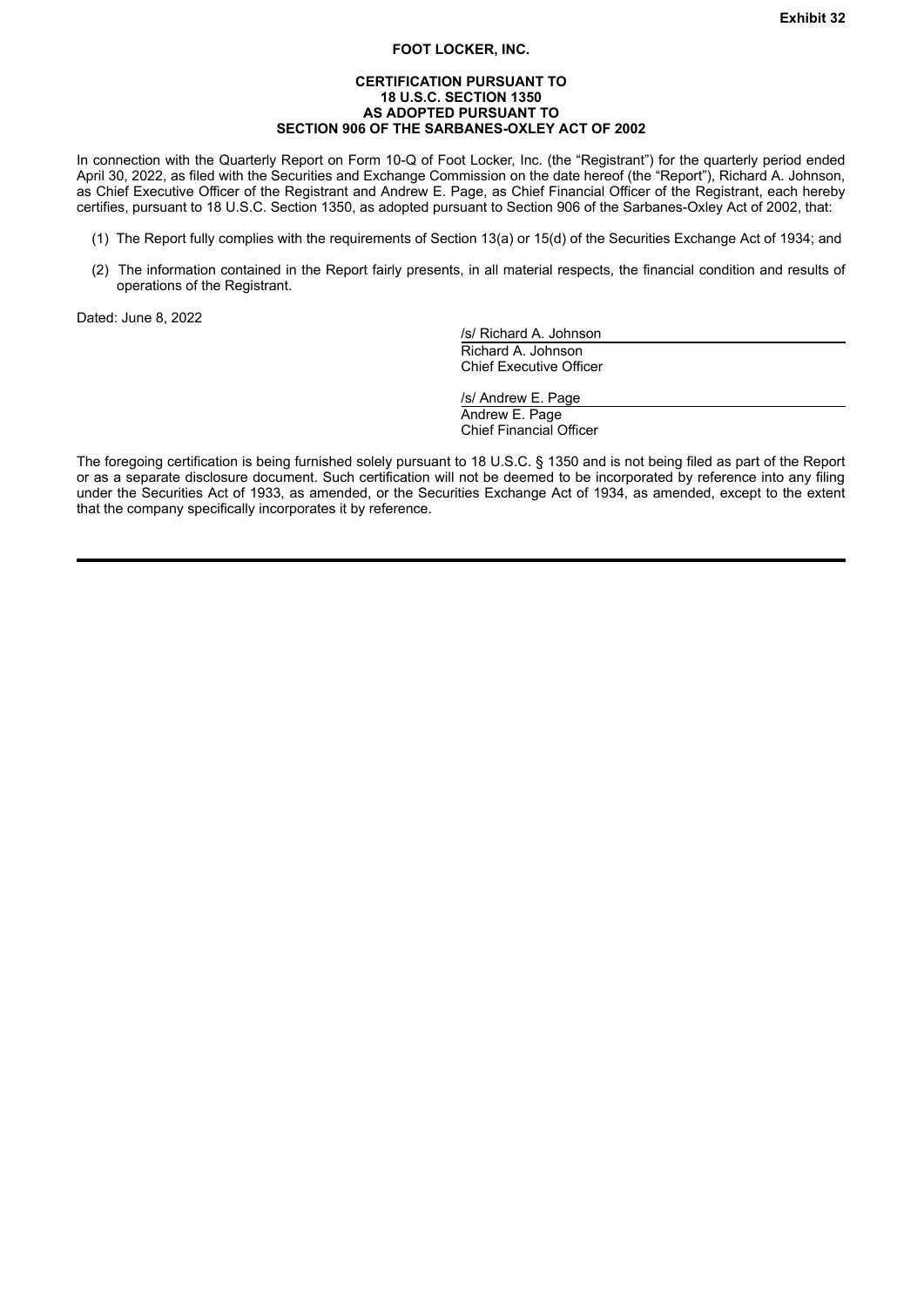**Exhibit 32**

**FOOT LOCKER, INC.**

**CERTIFICATION PURSUANT TO**
**18 U.S.C. SECTION 1350**
**AS ADOPTED PURSUANT TO**
**SECTION 906 OF THE SARBANES-OXLEY ACT OF 2002**

In connection with the Quarterly Report on Form 10-Q of Foot Locker, Inc. (the "Registrant") for the quarterly period ended April 30, 2022, as filed with the Securities and Exchange Commission on the date hereof (the "Report"), Richard A. Johnson, as Chief Executive Officer of the Registrant and Andrew E. Page, as Chief Financial Officer of the Registrant, each hereby certifies, pursuant to 18 U.S.C. Section 1350, as adopted pursuant to Section 906 of the Sarbanes-Oxley Act of 2002, that:

(1) The Report fully complies with the requirements of Section 13(a) or 15(d) of the Securities Exchange Act of 1934; and

(2) The information contained in the Report fairly presents, in all material respects, the financial condition and results of operations of the Registrant.

Dated: June 8, 2022

/s/ Richard A. Johnson
Richard A. Johnson
Chief Executive Officer

/s/ Andrew E. Page
Andrew E. Page
Chief Financial Officer

The foregoing certification is being furnished solely pursuant to 18 U.S.C. § 1350 and is not being filed as part of the Report or as a separate disclosure document. Such certification will not be deemed to be incorporated by reference into any filing under the Securities Act of 1933, as amended, or the Securities Exchange Act of 1934, as amended, except to the extent that the company specifically incorporates it by reference.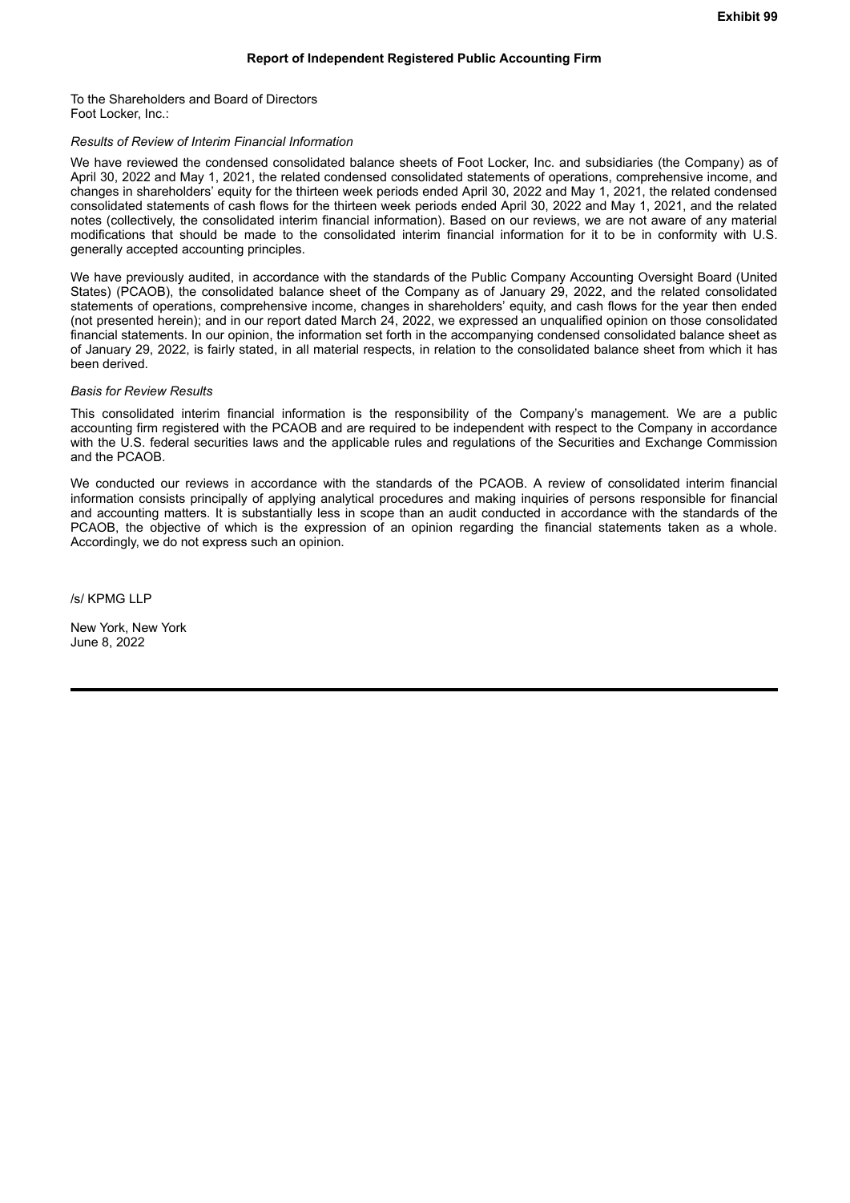**Exhibit 99**

## Report of Independent Registered Public Accounting Firm

To the Shareholders and Board of Directors
Foot Locker, Inc.:

*Results of Review of Interim Financial Information*

We have reviewed the condensed consolidated balance sheets of Foot Locker, Inc. and subsidiaries (the Company) as of April 30, 2022 and May 1, 2021, the related condensed consolidated statements of operations, comprehensive income, and changes in shareholders' equity for the thirteen week periods ended April 30, 2022 and May 1, 2021, the related condensed consolidated statements of cash flows for the thirteen week periods ended April 30, 2022 and May 1, 2021, and the related notes (collectively, the consolidated interim financial information). Based on our reviews, we are not aware of any material modifications that should be made to the consolidated interim financial information for it to be in conformity with U.S. generally accepted accounting principles.

We have previously audited, in accordance with the standards of the Public Company Accounting Oversight Board (United States) (PCAOB), the consolidated balance sheet of the Company as of January 29, 2022, and the related consolidated statements of operations, comprehensive income, changes in shareholders' equity, and cash flows for the year then ended (not presented herein); and in our report dated March 24, 2022, we expressed an unqualified opinion on those consolidated financial statements. In our opinion, the information set forth in the accompanying condensed consolidated balance sheet as of January 29, 2022, is fairly stated, in all material respects, in relation to the consolidated balance sheet from which it has been derived.

*Basis for Review Results*

This consolidated interim financial information is the responsibility of the Company's management. We are a public accounting firm registered with the PCAOB and are required to be independent with respect to the Company in accordance with the U.S. federal securities laws and the applicable rules and regulations of the Securities and Exchange Commission and the PCAOB.

We conducted our reviews in accordance with the standards of the PCAOB. A review of consolidated interim financial information consists principally of applying analytical procedures and making inquiries of persons responsible for financial and accounting matters. It is substantially less in scope than an audit conducted in accordance with the standards of the PCAOB, the objective of which is the expression of an opinion regarding the financial statements taken as a whole. Accordingly, we do not express such an opinion.

/s/ KPMG LLP

New York, New York
June 8, 2022